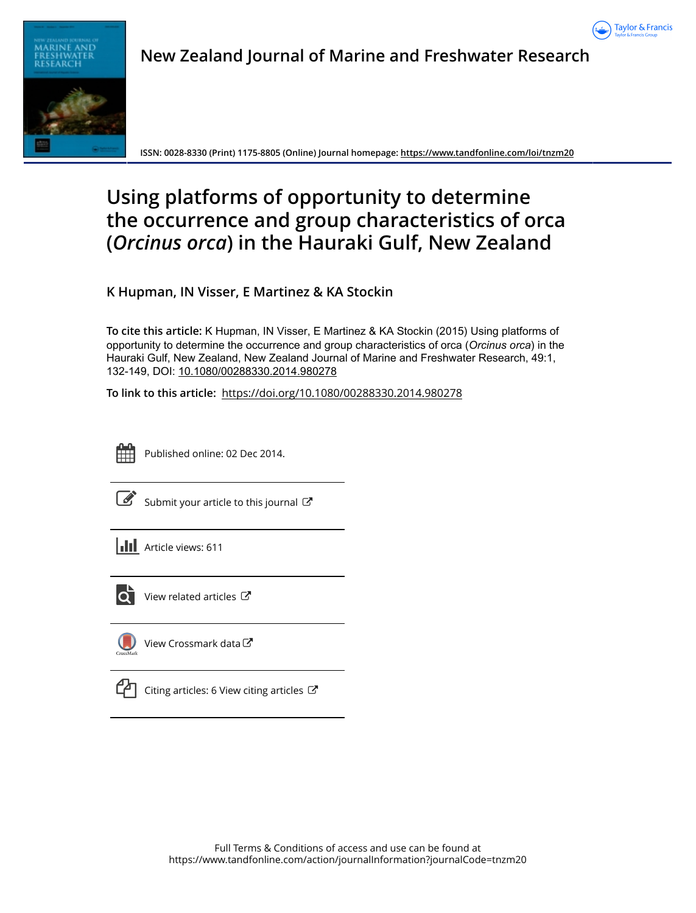New Zealand Journal of Marine and Freshwater Research

ISSN: 0028-8330 (Print) 1175-8805 (Online) Journal homepage: https://www.tandfonline.com/loi/tnzm20

# Using platforms of opportunity to determine the occurrence and group characteristics of orca (*Orcinus orca*) in the Hauraki Gulf, New Zealand

K Hupman, IN Visser, E Martinez & KA Stockin

**To cite this article:** K Hupman, IN Visser, E Martinez & KA Stockin (2015) Using platforms of opportunity to determine the occurrence and group characteristics of orca (*Orcinus orca*) in the Hauraki Gulf, New Zealand, New Zealand Journal of Marine and Freshwater Research, 49:1, 132-149, DOI: 10.1080/00288330.2014.980278

**To link to this article:** https://doi.org/10.1080/00288330.2014.980278

Published online: 02 Dec 2014.

Submit your article to this journal

Article views: 611

View related articles

View Crossmark data

Citing articles: 6 View citing articles

Full Terms & Conditions of access and use can be found at
https://www.tandfonline.com/action/journalInformation?journalCode=tnzm20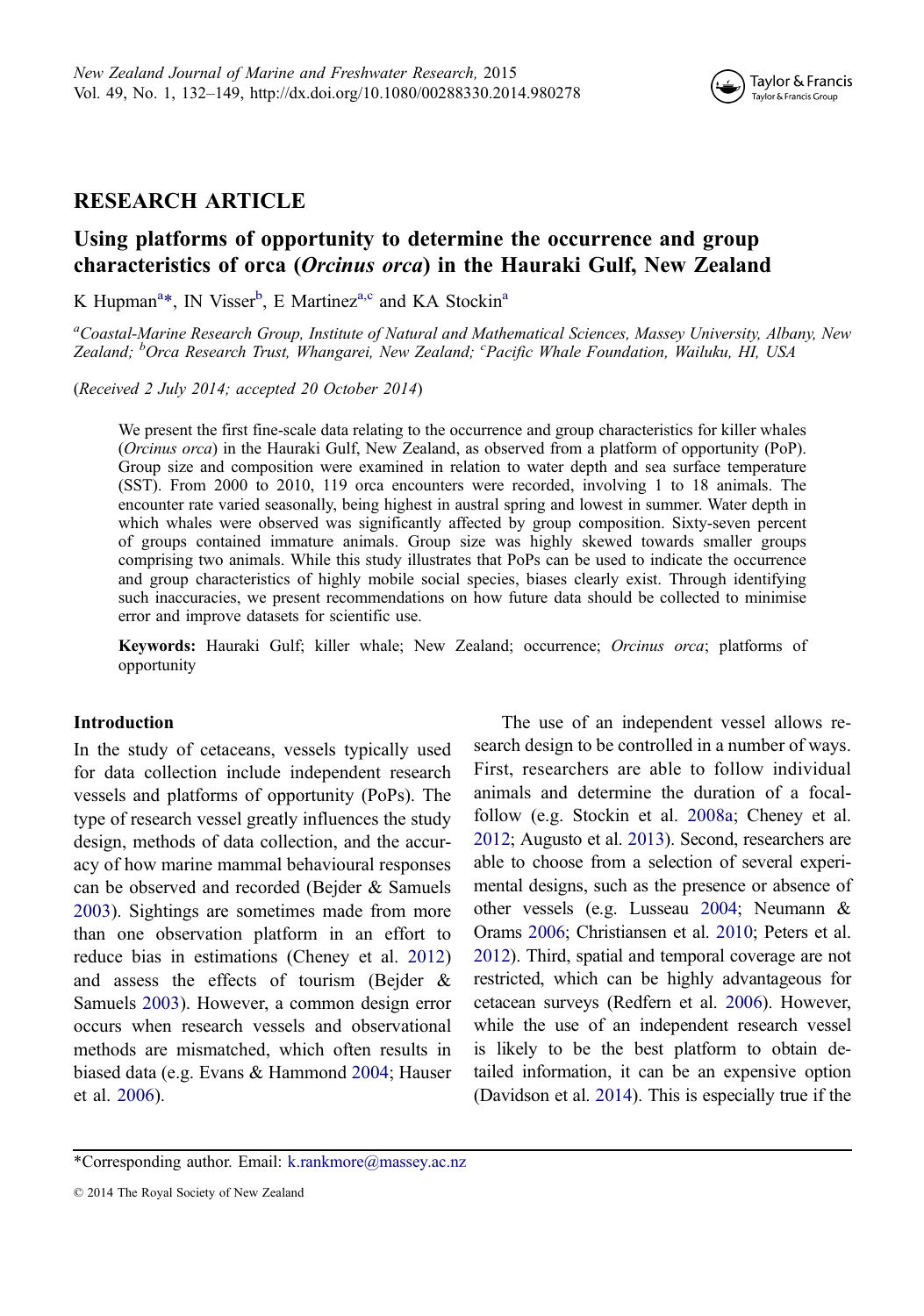# RESEARCH ARTICLE

## Using platforms of opportunity to determine the occurrence and group characteristics of orca (*Orcinus orca*) in the Hauraki Gulf, New Zealand

K Hupman[a]*, IN Visser[b], E Martinez[a,c] and KA Stockin[a]

[a]*Coastal-Marine Research Group, Institute of Natural and Mathematical Sciences, Massey University, Albany, New Zealand;* [b]*Orca Research Trust, Whangarei, New Zealand;* [c]*Pacific Whale Foundation, Wailuku, HI, USA*

(*Received 2 July 2014; accepted 20 October 2014*)

We present the first fine-scale data relating to the occurrence and group characteristics for killer whales (*Orcinus orca*) in the Hauraki Gulf, New Zealand, as observed from a platform of opportunity (PoP). Group size and composition were examined in relation to water depth and sea surface temperature (SST). From 2000 to 2010, 119 orca encounters were recorded, involving 1 to 18 animals. The encounter rate varied seasonally, being highest in austral spring and lowest in summer. Water depth in which whales were observed was significantly affected by group composition. Sixty-seven percent of groups contained immature animals. Group size was highly skewed towards smaller groups comprising two animals. While this study illustrates that PoPs can be used to indicate the occurrence and group characteristics of highly mobile social species, biases clearly exist. Through identifying such inaccuracies, we present recommendations on how future data should be collected to minimise error and improve datasets for scientific use.

**Keywords:** Hauraki Gulf; killer whale; New Zealand; occurrence; *Orcinus orca*; platforms of opportunity

### Introduction

In the study of cetaceans, vessels typically used for data collection include independent research vessels and platforms of opportunity (PoPs). The type of research vessel greatly influences the study design, methods of data collection, and the accuracy of how marine mammal behavioural responses can be observed and recorded (Bejder & Samuels 2003). Sightings are sometimes made from more than one observation platform in an effort to reduce bias in estimations (Cheney et al. 2012) and assess the effects of tourism (Bejder & Samuels 2003). However, a common design error occurs when research vessels and observational methods are mismatched, which often results in biased data (e.g. Evans & Hammond 2004; Hauser et al. 2006).

The use of an independent vessel allows research design to be controlled in a number of ways. First, researchers are able to follow individual animals and determine the duration of a focal-follow (e.g. Stockin et al. 2008a; Cheney et al. 2012; Augusto et al. 2013). Second, researchers are able to choose from a selection of several experimental designs, such as the presence or absence of other vessels (e.g. Lusseau 2004; Neumann & Orams 2006; Christiansen et al. 2010; Peters et al. 2012). Third, spatial and temporal coverage are not restricted, which can be highly advantageous for cetacean surveys (Redfern et al. 2006). However, while the use of an independent research vessel is likely to be the best platform to obtain detailed information, it can be an expensive option (Davidson et al. 2014). This is especially true if the

*Corresponding author. Email: k.rankmore@massey.ac.nz

© 2014 The Royal Society of New Zealand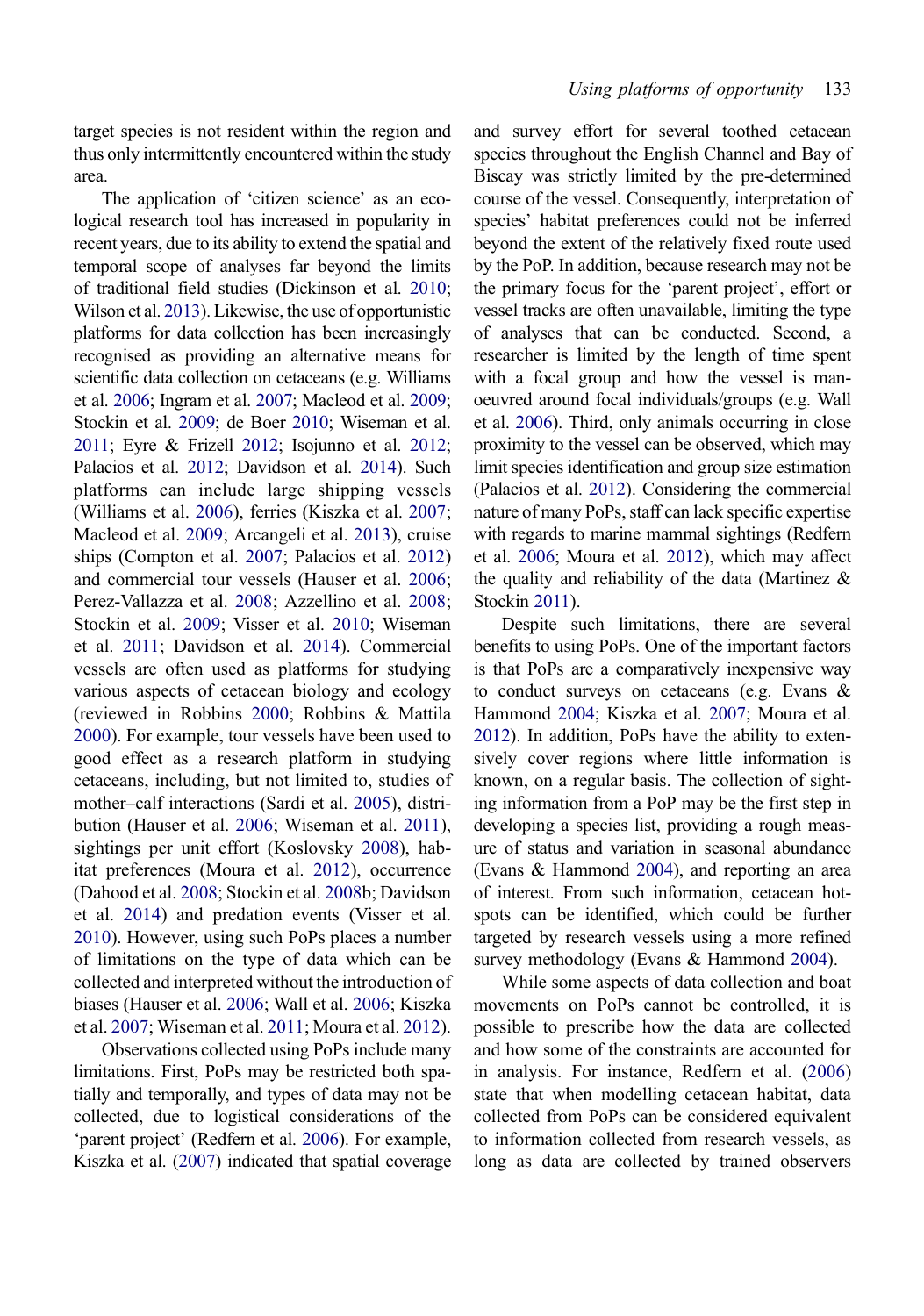target species is not resident within the region and thus only intermittently encountered within the study area.

The application of 'citizen science' as an ecological research tool has increased in popularity in recent years, due to its ability to extend the spatial and temporal scope of analyses far beyond the limits of traditional field studies (Dickinson et al. 2010; Wilson et al. 2013). Likewise, the use of opportunistic platforms for data collection has been increasingly recognised as providing an alternative means for scientific data collection on cetaceans (e.g. Williams et al. 2006; Ingram et al. 2007; Macleod et al. 2009; Stockin et al. 2009; de Boer 2010; Wiseman et al. 2011; Eyre & Frizell 2012; Isojunno et al. 2012; Palacios et al. 2012; Davidson et al. 2014). Such platforms can include large shipping vessels (Williams et al. 2006), ferries (Kiszka et al. 2007; Macleod et al. 2009; Arcangeli et al. 2013), cruise ships (Compton et al. 2007; Palacios et al. 2012) and commercial tour vessels (Hauser et al. 2006; Perez-Vallazza et al. 2008; Azzellino et al. 2008; Stockin et al. 2009; Visser et al. 2010; Wiseman et al. 2011; Davidson et al. 2014). Commercial vessels are often used as platforms for studying various aspects of cetacean biology and ecology (reviewed in Robbins 2000; Robbins & Mattila 2000). For example, tour vessels have been used to good effect as a research platform in studying cetaceans, including, but not limited to, studies of mother–calf interactions (Sardi et al. 2005), distribution (Hauser et al. 2006; Wiseman et al. 2011), sightings per unit effort (Koslovsky 2008), habitat preferences (Moura et al. 2012), occurrence (Dahood et al. 2008; Stockin et al. 2008b; Davidson et al. 2014) and predation events (Visser et al. 2010). However, using such PoPs places a number of limitations on the type of data which can be collected and interpreted without the introduction of biases (Hauser et al. 2006; Wall et al. 2006; Kiszka et al. 2007; Wiseman et al. 2011; Moura et al. 2012).

Observations collected using PoPs include many limitations. First, PoPs may be restricted both spatially and temporally, and types of data may not be collected, due to logistical considerations of the 'parent project' (Redfern et al. 2006). For example, Kiszka et al. (2007) indicated that spatial coverage and survey effort for several toothed cetacean species throughout the English Channel and Bay of Biscay was strictly limited by the pre-determined course of the vessel. Consequently, interpretation of species' habitat preferences could not be inferred beyond the extent of the relatively fixed route used by the PoP. In addition, because research may not be the primary focus for the 'parent project', effort or vessel tracks are often unavailable, limiting the type of analyses that can be conducted. Second, a researcher is limited by the length of time spent with a focal group and how the vessel is manoeuvred around focal individuals/groups (e.g. Wall et al. 2006). Third, only animals occurring in close proximity to the vessel can be observed, which may limit species identification and group size estimation (Palacios et al. 2012). Considering the commercial nature of many PoPs, staff can lack specific expertise with regards to marine mammal sightings (Redfern et al. 2006; Moura et al. 2012), which may affect the quality and reliability of the data (Martinez & Stockin 2011).

Despite such limitations, there are several benefits to using PoPs. One of the important factors is that PoPs are a comparatively inexpensive way to conduct surveys on cetaceans (e.g. Evans & Hammond 2004; Kiszka et al. 2007; Moura et al. 2012). In addition, PoPs have the ability to extensively cover regions where little information is known, on a regular basis. The collection of sighting information from a PoP may be the first step in developing a species list, providing a rough measure of status and variation in seasonal abundance (Evans & Hammond 2004), and reporting an area of interest. From such information, cetacean hotspots can be identified, which could be further targeted by research vessels using a more refined survey methodology (Evans & Hammond 2004).

While some aspects of data collection and boat movements on PoPs cannot be controlled, it is possible to prescribe how the data are collected and how some of the constraints are accounted for in analysis. For instance, Redfern et al. (2006) state that when modelling cetacean habitat, data collected from PoPs can be considered equivalent to information collected from research vessels, as long as data are collected by trained observers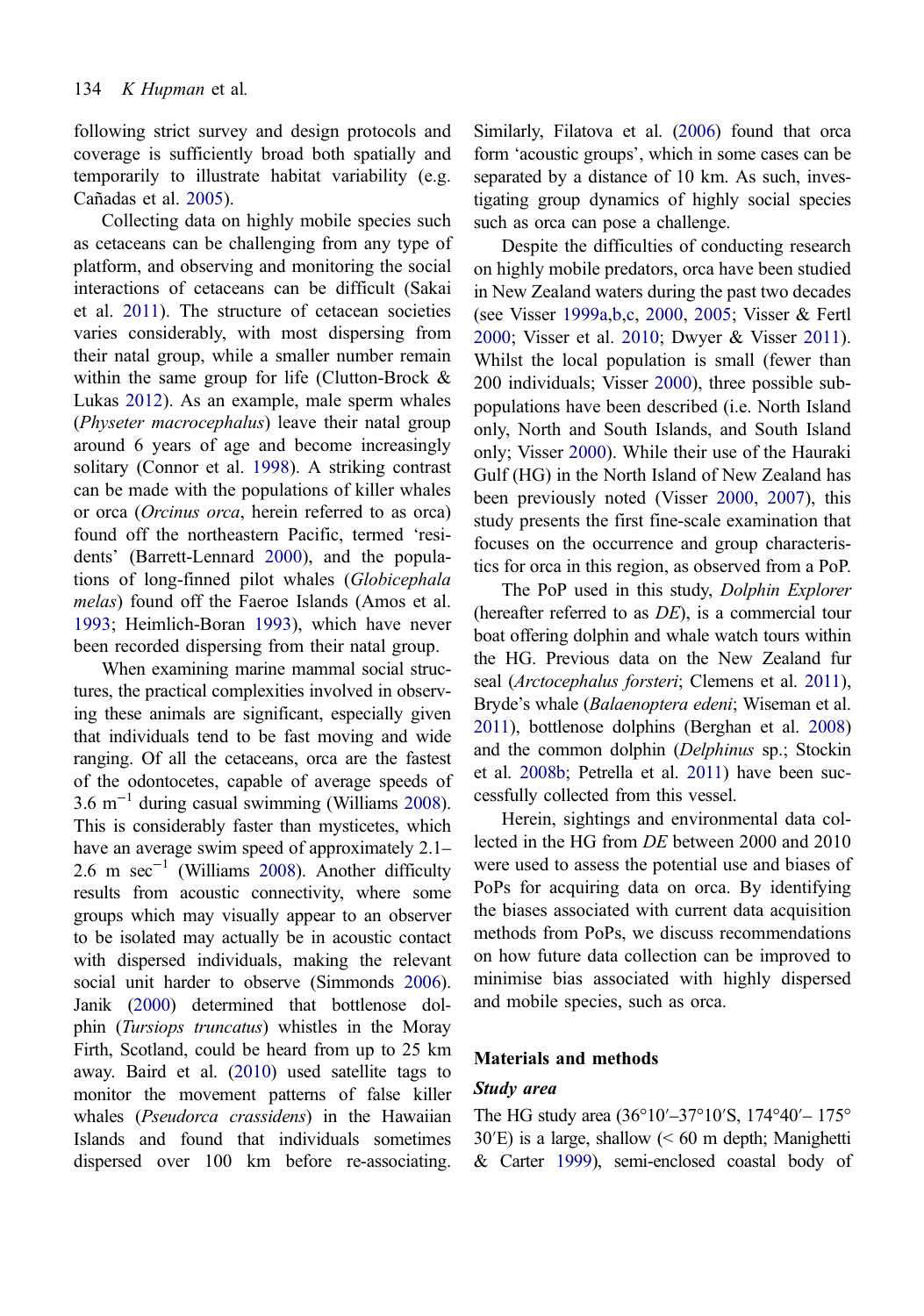following strict survey and design protocols and coverage is sufficiently broad both spatially and temporarily to illustrate habitat variability (e.g. Cañadas et al. 2005).

Collecting data on highly mobile species such as cetaceans can be challenging from any type of platform, and observing and monitoring the social interactions of cetaceans can be difficult (Sakai et al. 2011). The structure of cetacean societies varies considerably, with most dispersing from their natal group, while a smaller number remain within the same group for life (Clutton-Brock & Lukas 2012). As an example, male sperm whales (*Physeter macrocephalus*) leave their natal group around 6 years of age and become increasingly solitary (Connor et al. 1998). A striking contrast can be made with the populations of killer whales or orca (*Orcinus orca*, herein referred to as orca) found off the northeastern Pacific, termed 'residents' (Barrett-Lennard 2000), and the populations of long-finned pilot whales (*Globicephala melas*) found off the Faeroe Islands (Amos et al. 1993; Heimlich-Boran 1993), which have never been recorded dispersing from their natal group.

When examining marine mammal social structures, the practical complexities involved in observing these animals are significant, especially given that individuals tend to be fast moving and wide ranging. Of all the cetaceans, orca are the fastest of the odontocetes, capable of average speeds of 3.6 $m^{-1}$ during casual swimming (Williams 2008). This is considerably faster than mysticetes, which have an average swim speed of approximately 2.1–2.6 m $sec^{-1}$ (Williams 2008). Another difficulty results from acoustic connectivity, where some groups which may visually appear to an observer to be isolated may actually be in acoustic contact with dispersed individuals, making the relevant social unit harder to observe (Simmonds 2006). Janik (2000) determined that bottlenose dolphin (*Tursiops truncatus*) whistles in the Moray Firth, Scotland, could be heard from up to 25 km away. Baird et al. (2010) used satellite tags to monitor the movement patterns of false killer whales (*Pseudorca crassidens*) in the Hawaiian Islands and found that individuals sometimes dispersed over 100 km before re-associating. Similarly, Filatova et al. (2006) found that orca form 'acoustic groups', which in some cases can be separated by a distance of 10 km. As such, investigating group dynamics of highly social species such as orca can pose a challenge.

Despite the difficulties of conducting research on highly mobile predators, orca have been studied in New Zealand waters during the past two decades (see Visser 1999a,b,c, 2000, 2005; Visser & Fertl 2000; Visser et al. 2010; Dwyer & Visser 2011). Whilst the local population is small (fewer than 200 individuals; Visser 2000), three possible subpopulations have been described (i.e. North Island only, North and South Islands, and South Island only; Visser 2000). While their use of the Hauraki Gulf (HG) in the North Island of New Zealand has been previously noted (Visser 2000, 2007), this study presents the first fine-scale examination that focuses on the occurrence and group characteristics for orca in this region, as observed from a PoP.

The PoP used in this study, *Dolphin Explorer* (hereafter referred to as *DE*), is a commercial tour boat offering dolphin and whale watch tours within the HG. Previous data on the New Zealand fur seal (*Arctocephalus forsteri*; Clemens et al. 2011), Bryde's whale (*Balaenoptera edeni*; Wiseman et al. 2011), bottlenose dolphins (Berghan et al. 2008) and the common dolphin (*Delphinus* sp.; Stockin et al. 2008b; Petrella et al. 2011) have been successfully collected from this vessel.

Herein, sightings and environmental data collected in the HG from *DE* between 2000 and 2010 were used to assess the potential use and biases of PoPs for acquiring data on orca. By identifying the biases associated with current data acquisition methods from PoPs, we discuss recommendations on how future data collection can be improved to minimise bias associated with highly dispersed and mobile species, such as orca.

## Materials and methods

### *Study area*

The HG study area (36°10′–37°10′S, 174°40′– 175° 30′E) is a large, shallow (< 60 m depth; Manighetti & Carter 1999), semi-enclosed coastal body of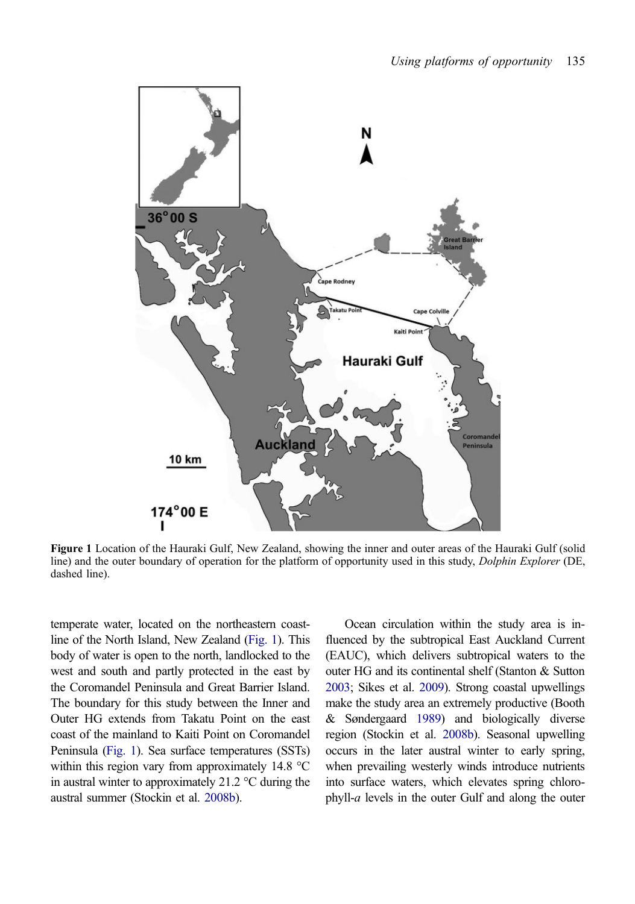Figure 1 Location of the Hauraki Gulf, New Zealand, showing the inner and outer areas of the Hauraki Gulf (solid line) and the outer boundary of operation for the platform of opportunity used in this study, *Dolphin Explorer* (DE, dashed line).

temperate water, located on the northeastern coastline of the North Island, New Zealand (Fig. 1). This body of water is open to the north, landlocked to the west and south and partly protected in the east by the Coromandel Peninsula and Great Barrier Island. The boundary for this study between the Inner and Outer HG extends from Takatu Point on the east coast of the mainland to Kaiti Point on Coromandel Peninsula (Fig. 1). Sea surface temperatures (SSTs) within this region vary from approximately 14.8 °C in austral winter to approximately 21.2 °C during the austral summer (Stockin et al. 2008b).

Ocean circulation within the study area is influenced by the subtropical East Auckland Current (EAUC), which delivers subtropical waters to the outer HG and its continental shelf (Stanton & Sutton 2003; Sikes et al. 2009). Strong coastal upwellings make the study area an extremely productive (Booth & Søndergaard 1989) and biologically diverse region (Stockin et al. 2008b). Seasonal upwelling occurs in the later austral winter to early spring, when prevailing westerly winds introduce nutrients into surface waters, which elevates spring chlorophyll-*a* levels in the outer Gulf and along the outer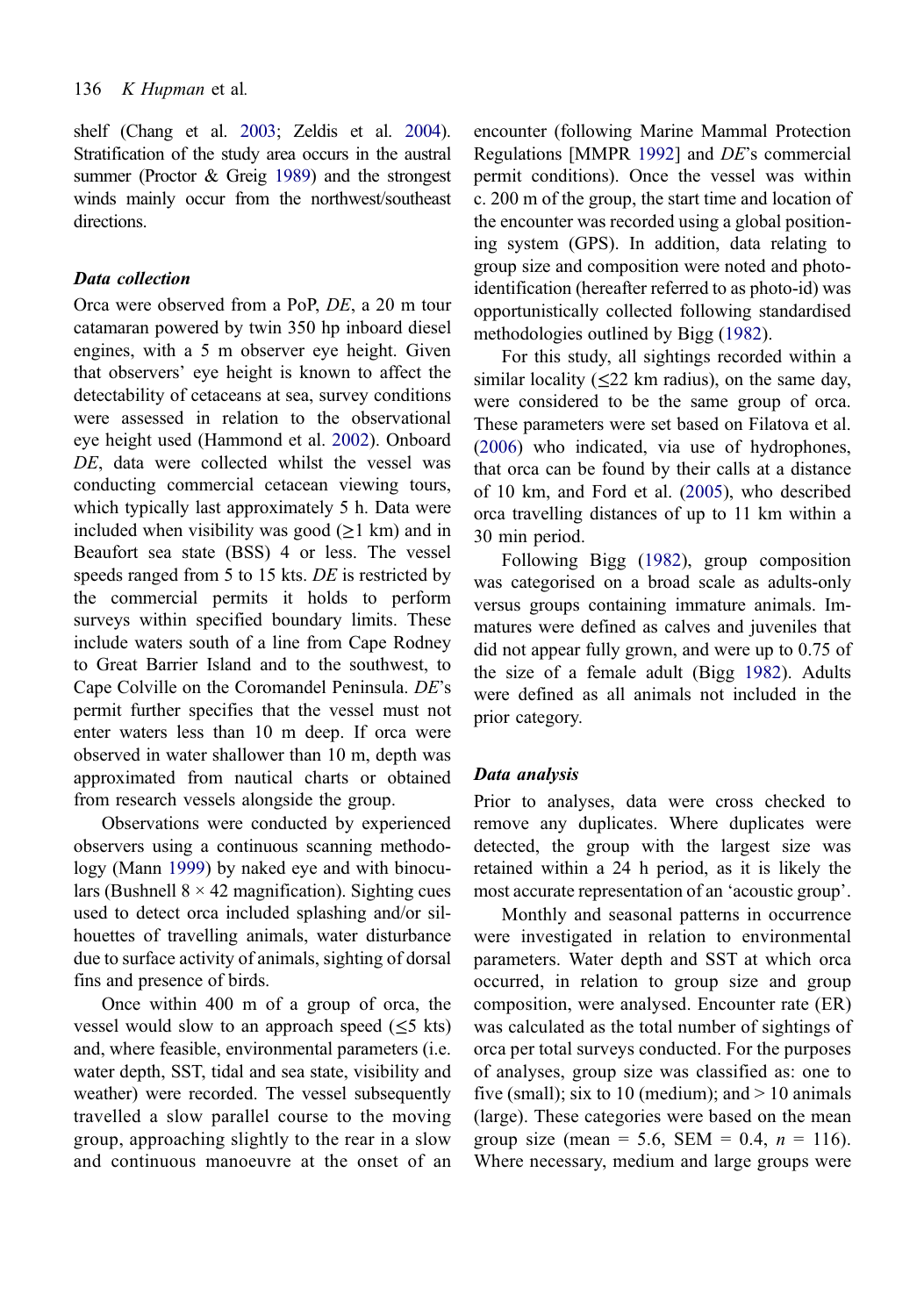shelf (Chang et al. 2003; Zeldis et al. 2004). Stratification of the study area occurs in the austral summer (Proctor & Greig 1989) and the strongest winds mainly occur from the northwest/southeast directions.

### Data collection

Orca were observed from a PoP, *DE*, a 20 m tour catamaran powered by twin 350 hp inboard diesel engines, with a 5 m observer eye height. Given that observers' eye height is known to affect the detectability of cetaceans at sea, survey conditions were assessed in relation to the observational eye height used (Hammond et al. 2002). Onboard *DE*, data were collected whilst the vessel was conducting commercial cetacean viewing tours, which typically last approximately 5 h. Data were included when visibility was good (≥1 km) and in Beaufort sea state (BSS) 4 or less. The vessel speeds ranged from 5 to 15 kts. *DE* is restricted by the commercial permits it holds to perform surveys within specified boundary limits. These include waters south of a line from Cape Rodney to Great Barrier Island and to the southwest, to Cape Colville on the Coromandel Peninsula. *DE*'s permit further specifies that the vessel must not enter waters less than 10 m deep. If orca were observed in water shallower than 10 m, depth was approximated from nautical charts or obtained from research vessels alongside the group.

Observations were conducted by experienced observers using a continuous scanning methodology (Mann 1999) by naked eye and with binoculars (Bushnell 8 × 42 magnification). Sighting cues used to detect orca included splashing and/or silhouettes of travelling animals, water disturbance due to surface activity of animals, sighting of dorsal fins and presence of birds.

Once within 400 m of a group of orca, the vessel would slow to an approach speed (≤5 kts) and, where feasible, environmental parameters (i.e. water depth, SST, tidal and sea state, visibility and weather) were recorded. The vessel subsequently travelled a slow parallel course to the moving group, approaching slightly to the rear in a slow and continuous manoeuvre at the onset of an encounter (following Marine Mammal Protection Regulations [MMPR 1992] and *DE*'s commercial permit conditions). Once the vessel was within c. 200 m of the group, the start time and location of the encounter was recorded using a global positioning system (GPS). In addition, data relating to group size and composition were noted and photo-identification (hereafter referred to as photo-id) was opportunistically collected following standardised methodologies outlined by Bigg (1982).

For this study, all sightings recorded within a similar locality (≤22 km radius), on the same day, were considered to be the same group of orca. These parameters were set based on Filatova et al. (2006) who indicated, via use of hydrophones, that orca can be found by their calls at a distance of 10 km, and Ford et al. (2005), who described orca travelling distances of up to 11 km within a 30 min period.

Following Bigg (1982), group composition was categorised on a broad scale as adults-only versus groups containing immature animals. Immatures were defined as calves and juveniles that did not appear fully grown, and were up to 0.75 of the size of a female adult (Bigg 1982). Adults were defined as all animals not included in the prior category.

### Data analysis

Prior to analyses, data were cross checked to remove any duplicates. Where duplicates were detected, the group with the largest size was retained within a 24 h period, as it is likely the most accurate representation of an 'acoustic group'.

Monthly and seasonal patterns in occurrence were investigated in relation to environmental parameters. Water depth and SST at which orca occurred, in relation to group size and group composition, were analysed. Encounter rate (ER) was calculated as the total number of sightings of orca per total surveys conducted. For the purposes of analyses, group size was classified as: one to five (small); six to 10 (medium); and > 10 animals (large). These categories were based on the mean group size (mean = 5.6, SEM = 0.4, $n$ = 116). Where necessary, medium and large groups were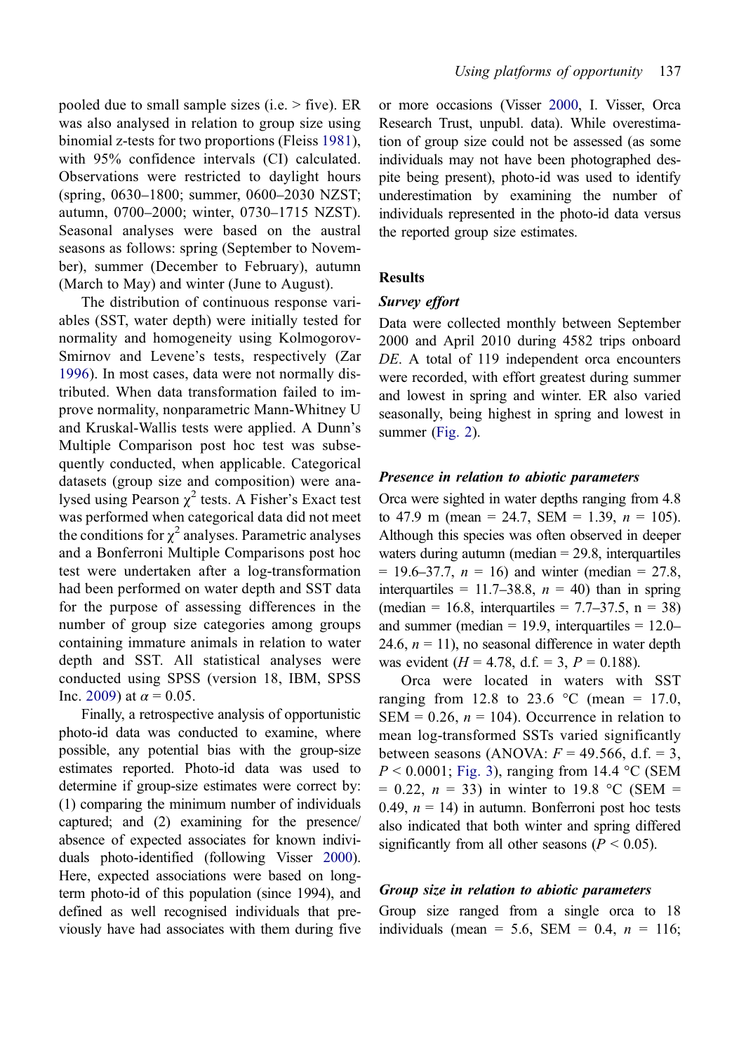pooled due to small sample sizes (i.e. > five). ER was also analysed in relation to group size using binomial z-tests for two proportions (Fleiss 1981), with 95% confidence intervals (CI) calculated. Observations were restricted to daylight hours (spring, 0630–1800; summer, 0600–2030 NZST; autumn, 0700–2000; winter, 0730–1715 NZST). Seasonal analyses were based on the austral seasons as follows: spring (September to November), summer (December to February), autumn (March to May) and winter (June to August).

The distribution of continuous response variables (SST, water depth) were initially tested for normality and homogeneity using Kolmogorov-Smirnov and Levene's tests, respectively (Zar 1996). In most cases, data were not normally distributed. When data transformation failed to improve normality, nonparametric Mann-Whitney U and Kruskal-Wallis tests were applied. A Dunn's Multiple Comparison post hoc test was subsequently conducted, when applicable. Categorical datasets (group size and composition) were analysed using Pearson $\chi^2$ tests. A Fisher's Exact test was performed when categorical data did not meet the conditions for $\chi^2$ analyses. Parametric analyses and a Bonferroni Multiple Comparisons post hoc test were undertaken after a log-transformation had been performed on water depth and SST data for the purpose of assessing differences in the number of group size categories among groups containing immature animals in relation to water depth and SST. All statistical analyses were conducted using SPSS (version 18, IBM, SPSS Inc. 2009) at $\alpha = 0.05$.

Finally, a retrospective analysis of opportunistic photo-id data was conducted to examine, where possible, any potential bias with the group-size estimates reported. Photo-id data was used to determine if group-size estimates were correct by: (1) comparing the minimum number of individuals captured; and (2) examining for the presence/absence of expected associates for known individuals photo-identified (following Visser 2000). Here, expected associations were based on long-term photo-id of this population (since 1994), and defined as well recognised individuals that previously have had associates with them during five or more occasions (Visser 2000, I. Visser, Orca Research Trust, unpubl. data). While overestimation of group size could not be assessed (as some individuals may not have been photographed despite being present), photo-id was used to identify underestimation by examining the number of individuals represented in the photo-id data versus the reported group size estimates.

## Results

### *Survey effort*

Data were collected monthly between September 2000 and April 2010 during 4582 trips onboard *DE*. A total of 119 independent orca encounters were recorded, with effort greatest during summer and lowest in spring and winter. ER also varied seasonally, being highest in spring and lowest in summer (Fig. 2).

### *Presence in relation to abiotic parameters*

Orca were sighted in water depths ranging from 4.8 to 47.9 m (mean = 24.7, SEM = 1.39, $n$ = 105). Although this species was often observed in deeper waters during autumn (median = 29.8, interquartiles = 19.6–37.7, $n$ = 16) and winter (median = 27.8, interquartiles = 11.7–38.8, $n$ = 40) than in spring (median = 16.8, interquartiles = 7.7–37.5, n = 38) and summer (median = 19.9, interquartiles = 12.0–24.6, $n$ = 11), no seasonal difference in water depth was evident ($H$ = 4.78, d.f. = 3, $P$ = 0.188).

Orca were located in waters with SST ranging from 12.8 to 23.6 °C (mean = 17.0, SEM = 0.26, $n$ = 104). Occurrence in relation to mean log-transformed SSTs varied significantly between seasons (ANOVA: $F$ = 49.566, d.f. = 3, $P$ < 0.0001; Fig. 3), ranging from 14.4 °C (SEM = 0.22, $n$ = 33) in winter to 19.8 °C (SEM = 0.49, $n$ = 14) in autumn. Bonferroni post hoc tests also indicated that both winter and spring differed significantly from all other seasons ($P$ < 0.05).

### *Group size in relation to abiotic parameters*

Group size ranged from a single orca to 18 individuals (mean = 5.6, SEM = 0.4, $n$ = 116;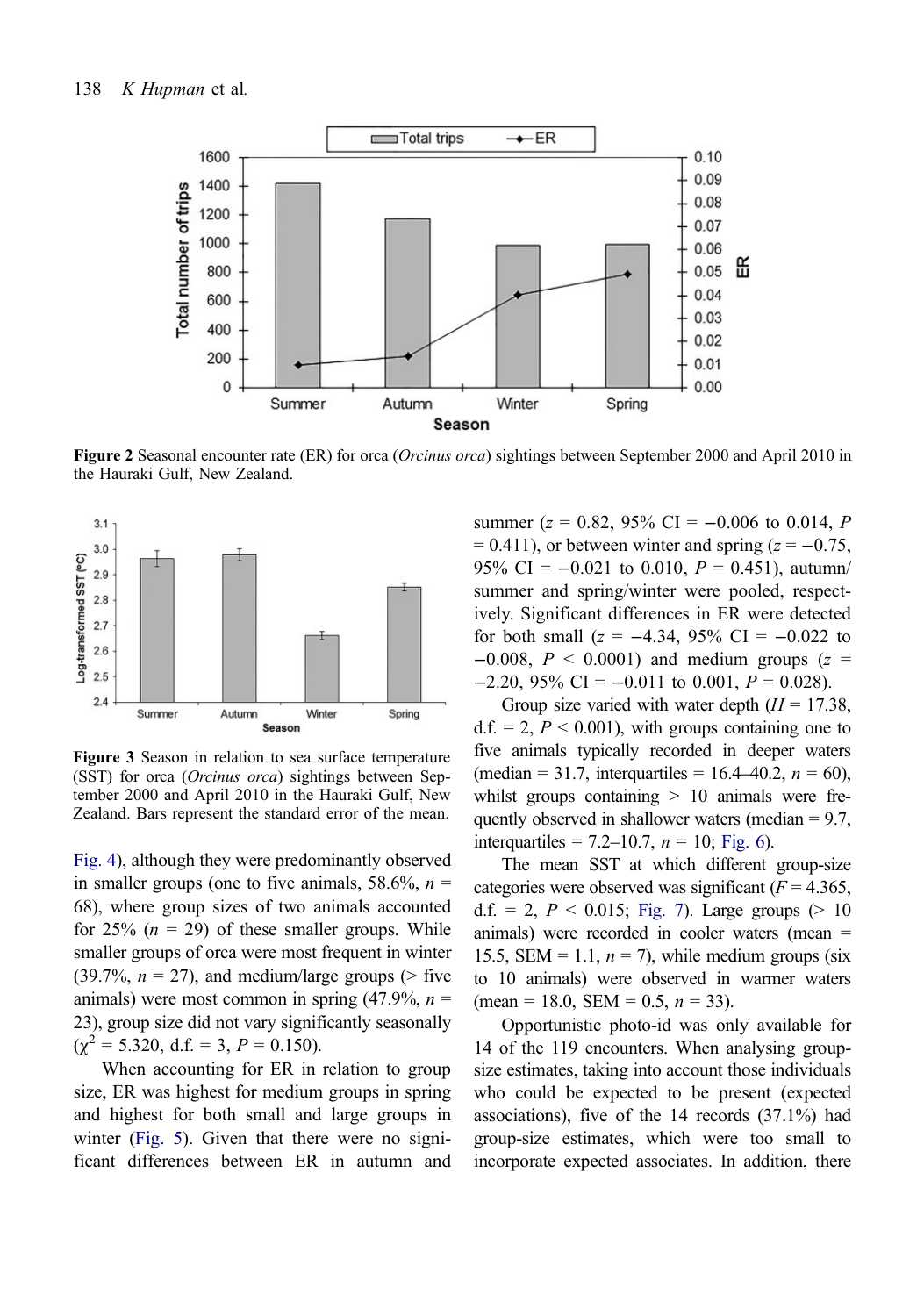**Figure 2** Seasonal encounter rate (ER) for orca (*Orcinus orca*) sightings between September 2000 and April 2010 in the Hauraki Gulf, New Zealand.

**Figure 3** Season in relation to sea surface temperature (SST) for orca (*Orcinus orca*) sightings between September 2000 and April 2010 in the Hauraki Gulf, New Zealand. Bars represent the standard error of the mean.

Fig. 4), although they were predominantly observed in smaller groups (one to five animals, 58.6%, $n$ = 68), where group sizes of two animals accounted for 25% ($n$ = 29) of these smaller groups. While smaller groups of orca were most frequent in winter (39.7%, $n$ = 27), and medium/large groups (> five animals) were most common in spring (47.9%, $n$ = 23), group size did not vary significantly seasonally ($\chi^2$ = 5.320, d.f. = 3, $P$ = 0.150).

When accounting for ER in relation to group size, ER was highest for medium groups in spring and highest for both small and large groups in winter (Fig. 5). Given that there were no significant differences between ER in autumn and summer ($z$ = 0.82, 95% CI = −0.006 to 0.014, $P$ = 0.411), or between winter and spring ($z$ = −0.75, 95% CI = −0.021 to 0.010, $P$ = 0.451), autumn/summer and spring/winter were pooled, respectively. Significant differences in ER were detected for both small ($z$ = −4.34, 95% CI = −0.022 to −0.008, $P$ < 0.0001) and medium groups ($z$ = −2.20, 95% CI = −0.011 to 0.001, $P$ = 0.028).

Group size varied with water depth ($H$ = 17.38, d.f. = 2, $P$ < 0.001), with groups containing one to five animals typically recorded in deeper waters (median = 31.7, interquartiles = 16.4–40.2, $n$ = 60), whilst groups containing > 10 animals were frequently observed in shallower waters (median = 9.7, interquartiles = 7.2–10.7, $n$ = 10; Fig. 6).

The mean SST at which different group-size categories were observed was significant ($F$ = 4.365, d.f. = 2, $P$ < 0.015; Fig. 7). Large groups (> 10 animals) were recorded in cooler waters (mean = 15.5, SEM = 1.1, $n$ = 7), while medium groups (six to 10 animals) were observed in warmer waters (mean = 18.0, SEM = 0.5, $n$ = 33).

Opportunistic photo-id was only available for 14 of the 119 encounters. When analysing group-size estimates, taking into account those individuals who could be expected to be present (expected associations), five of the 14 records (37.1%) had group-size estimates, which were too small to incorporate expected associates. In addition, there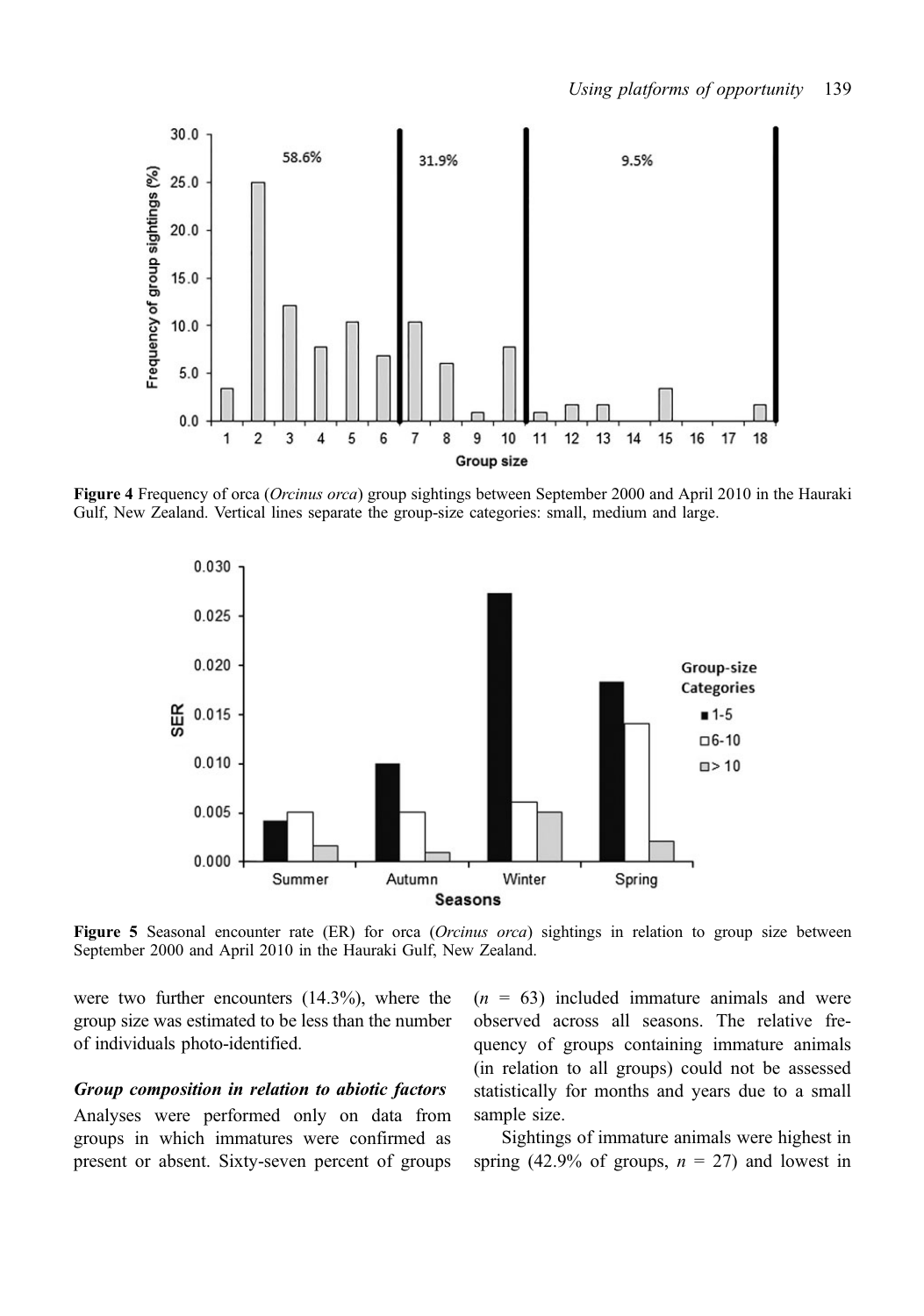**Figure 4** Frequency of orca (*Orcinus orca*) group sightings between September 2000 and April 2010 in the Hauraki Gulf, New Zealand. Vertical lines separate the group-size categories: small, medium and large.

**Figure 5** Seasonal encounter rate (ER) for orca (*Orcinus orca*) sightings in relation to group size between September 2000 and April 2010 in the Hauraki Gulf, New Zealand.

were two further encounters (14.3%), where the group size was estimated to be less than the number of individuals photo-identified.

### *Group composition in relation to abiotic factors*

Analyses were performed only on data from groups in which immatures were confirmed as present or absent. Sixty-seven percent of groups ($n$ = 63) included immature animals and were observed across all seasons. The relative frequency of groups containing immature animals (in relation to all groups) could not be assessed statistically for months and years due to a small sample size.

Sightings of immature animals were highest in spring (42.9% of groups, $n$ = 27) and lowest in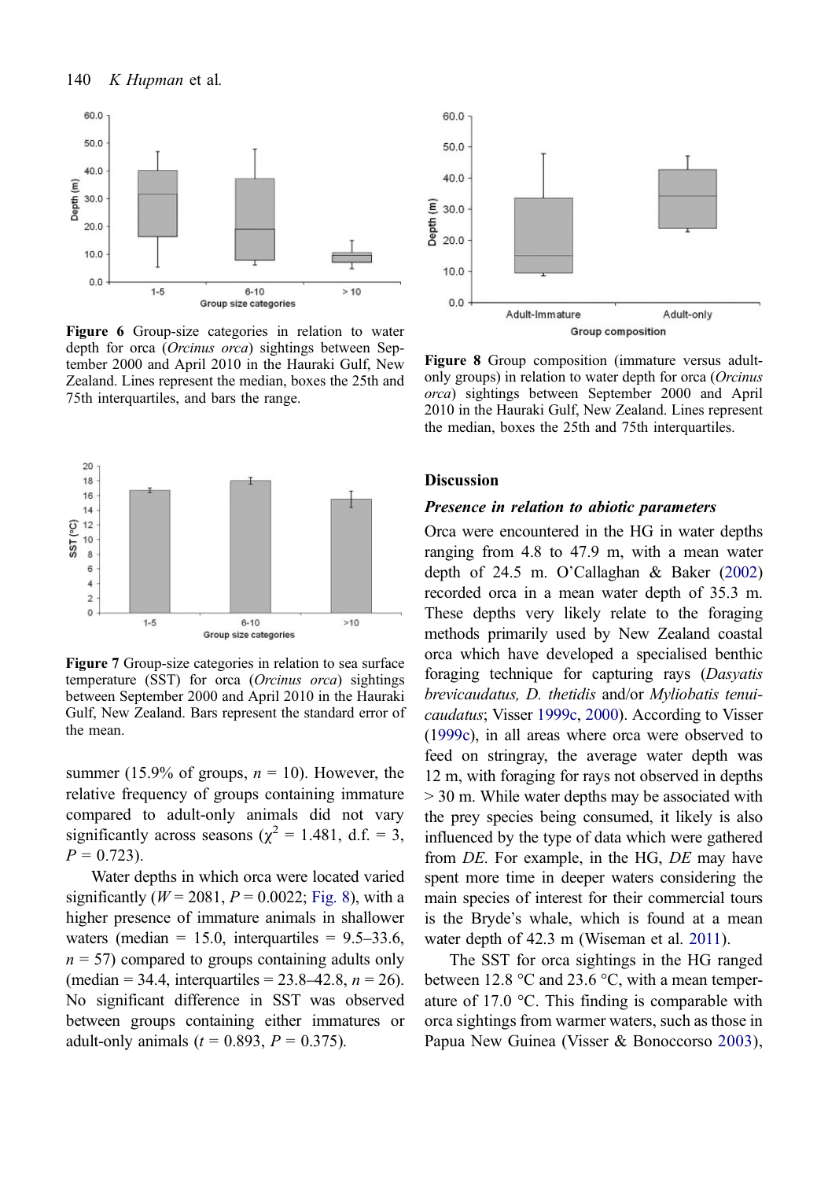Figure 6 Group-size categories in relation to water depth for orca (*Orcinus orca*) sightings between September 2000 and April 2010 in the Hauraki Gulf, New Zealand. Lines represent the median, boxes the 25th and 75th interquartiles, and bars the range.

Figure 7 Group-size categories in relation to sea surface temperature (SST) for orca (*Orcinus orca*) sightings between September 2000 and April 2010 in the Hauraki Gulf, New Zealand. Bars represent the standard error of the mean.

Figure 8 Group composition (immature versus adult-only groups) in relation to water depth for orca (*Orcinus orca*) sightings between September 2000 and April 2010 in the Hauraki Gulf, New Zealand. Lines represent the median, boxes the 25th and 75th interquartiles.

summer (15.9% of groups, $n$ = 10). However, the relative frequency of groups containing immature compared to adult-only animals did not vary significantly across seasons ($\chi^2$ = 1.481, d.f. = 3, $P$ = 0.723).

Water depths in which orca were located varied significantly ($W$ = 2081, $P$ = 0.0022; Fig. 8), with a higher presence of immature animals in shallower waters (median = 15.0, interquartiles = 9.5–33.6, $n$ = 57) compared to groups containing adults only (median = 34.4, interquartiles = 23.8–42.8, $n$ = 26). No significant difference in SST was observed between groups containing either immatures or adult-only animals ($t$ = 0.893, $P$ = 0.375).

## Discussion

### *Presence in relation to abiotic parameters*

Orca were encountered in the HG in water depths ranging from 4.8 to 47.9 m, with a mean water depth of 24.5 m. O'Callaghan & Baker (2002) recorded orca in a mean water depth of 35.3 m. These depths very likely relate to the foraging methods primarily used by New Zealand coastal orca which have developed a specialised benthic foraging technique for capturing rays (*Dasyatis brevicaudatus, D. thetidis* and/or *Myliobatis tenuicaudatus*; Visser 1999c, 2000). According to Visser (1999c), in all areas where orca were observed to feed on stingray, the average water depth was 12 m, with foraging for rays not observed in depths > 30 m. While water depths may be associated with the prey species being consumed, it likely is also influenced by the type of data which were gathered from *DE*. For example, in the HG, *DE* may have spent more time in deeper waters considering the main species of interest for their commercial tours is the Bryde's whale, which is found at a mean water depth of 42.3 m (Wiseman et al. 2011).

The SST for orca sightings in the HG ranged between 12.8 °C and 23.6 °C, with a mean temperature of 17.0 °C. This finding is comparable with orca sightings from warmer waters, such as those in Papua New Guinea (Visser & Bonoccorso 2003),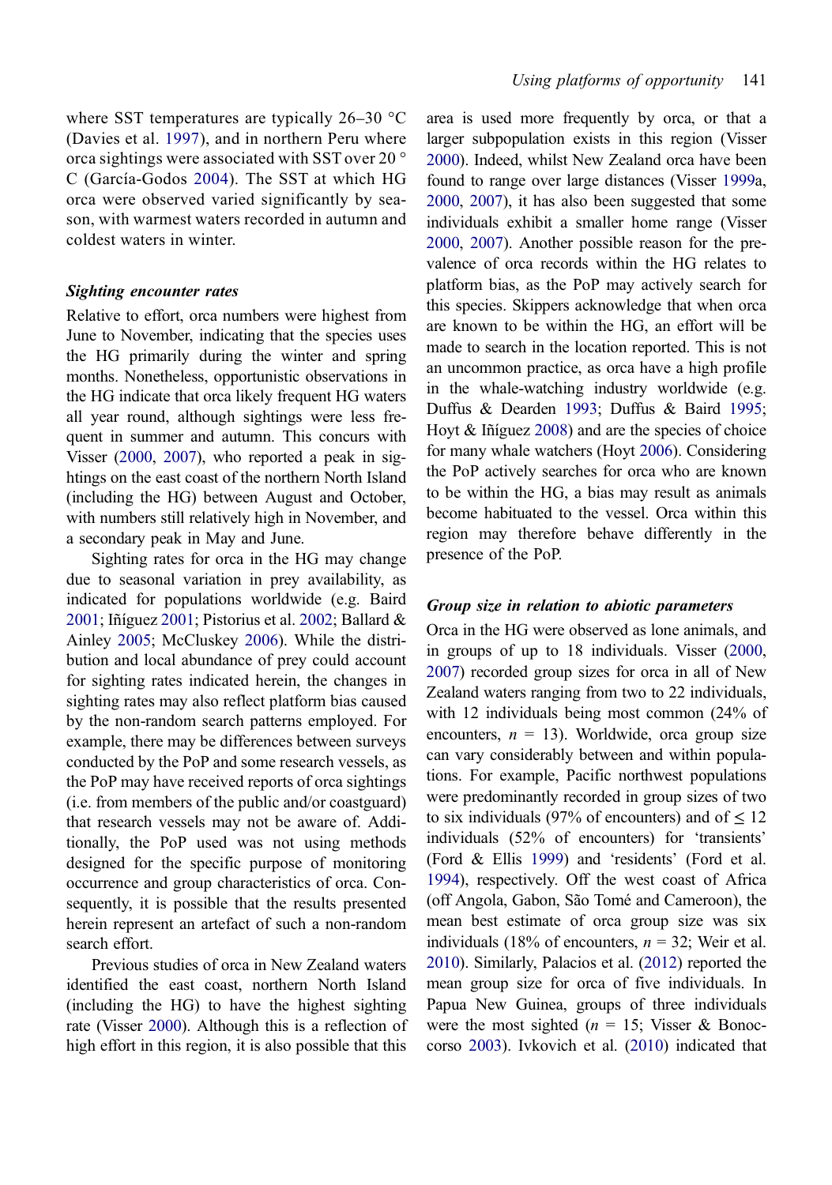where SST temperatures are typically 26–30 °C (Davies et al. 1997), and in northern Peru where orca sightings were associated with SST over 20 °C (García-Godos 2004). The SST at which HG orca were observed varied significantly by season, with warmest waters recorded in autumn and coldest waters in winter.

### *Sighting encounter rates*

Relative to effort, orca numbers were highest from June to November, indicating that the species uses the HG primarily during the winter and spring months. Nonetheless, opportunistic observations in the HG indicate that orca likely frequent HG waters all year round, although sightings were less frequent in summer and autumn. This concurs with Visser (2000, 2007), who reported a peak in sightings on the east coast of the northern North Island (including the HG) between August and October, with numbers still relatively high in November, and a secondary peak in May and June.

Sighting rates for orca in the HG may change due to seasonal variation in prey availability, as indicated for populations worldwide (e.g. Baird 2001; Iñíguez 2001; Pistorius et al. 2002; Ballard & Ainley 2005; McCluskey 2006). While the distribution and local abundance of prey could account for sighting rates indicated herein, the changes in sighting rates may also reflect platform bias caused by the non-random search patterns employed. For example, there may be differences between surveys conducted by the PoP and some research vessels, as the PoP may have received reports of orca sightings (i.e. from members of the public and/or coastguard) that research vessels may not be aware of. Additionally, the PoP used was not using methods designed for the specific purpose of monitoring occurrence and group characteristics of orca. Consequently, it is possible that the results presented herein represent an artefact of such a non-random search effort.

Previous studies of orca in New Zealand waters identified the east coast, northern North Island (including the HG) to have the highest sighting rate (Visser 2000). Although this is a reflection of high effort in this region, it is also possible that this area is used more frequently by orca, or that a larger subpopulation exists in this region (Visser 2000). Indeed, whilst New Zealand orca have been found to range over large distances (Visser 1999a, 2000, 2007), it has also been suggested that some individuals exhibit a smaller home range (Visser 2000, 2007). Another possible reason for the prevalence of orca records within the HG relates to platform bias, as the PoP may actively search for this species. Skippers acknowledge that when orca are known to be within the HG, an effort will be made to search in the location reported. This is not an uncommon practice, as orca have a high profile in the whale-watching industry worldwide (e.g. Duffus & Dearden 1993; Duffus & Baird 1995; Hoyt & Iñíguez 2008) and are the species of choice for many whale watchers (Hoyt 2006). Considering the PoP actively searches for orca who are known to be within the HG, a bias may result as animals become habituated to the vessel. Orca within this region may therefore behave differently in the presence of the PoP.

### *Group size in relation to abiotic parameters*

Orca in the HG were observed as lone animals, and in groups of up to 18 individuals. Visser (2000, 2007) recorded group sizes for orca in all of New Zealand waters ranging from two to 22 individuals, with 12 individuals being most common (24% of encounters, $n$ = 13). Worldwide, orca group size can vary considerably between and within populations. For example, Pacific northwest populations were predominantly recorded in group sizes of two to six individuals (97% of encounters) and of ≤ 12 individuals (52% of encounters) for 'transients' (Ford & Ellis 1999) and 'residents' (Ford et al. 1994), respectively. Off the west coast of Africa (off Angola, Gabon, São Tomé and Cameroon), the mean best estimate of orca group size was six individuals (18% of encounters, $n$ = 32; Weir et al. 2010). Similarly, Palacios et al. (2012) reported the mean group size for orca of five individuals. In Papua New Guinea, groups of three individuals were the most sighted ($n$ = 15; Visser & Bonoccorso 2003). Ivkovich et al. (2010) indicated that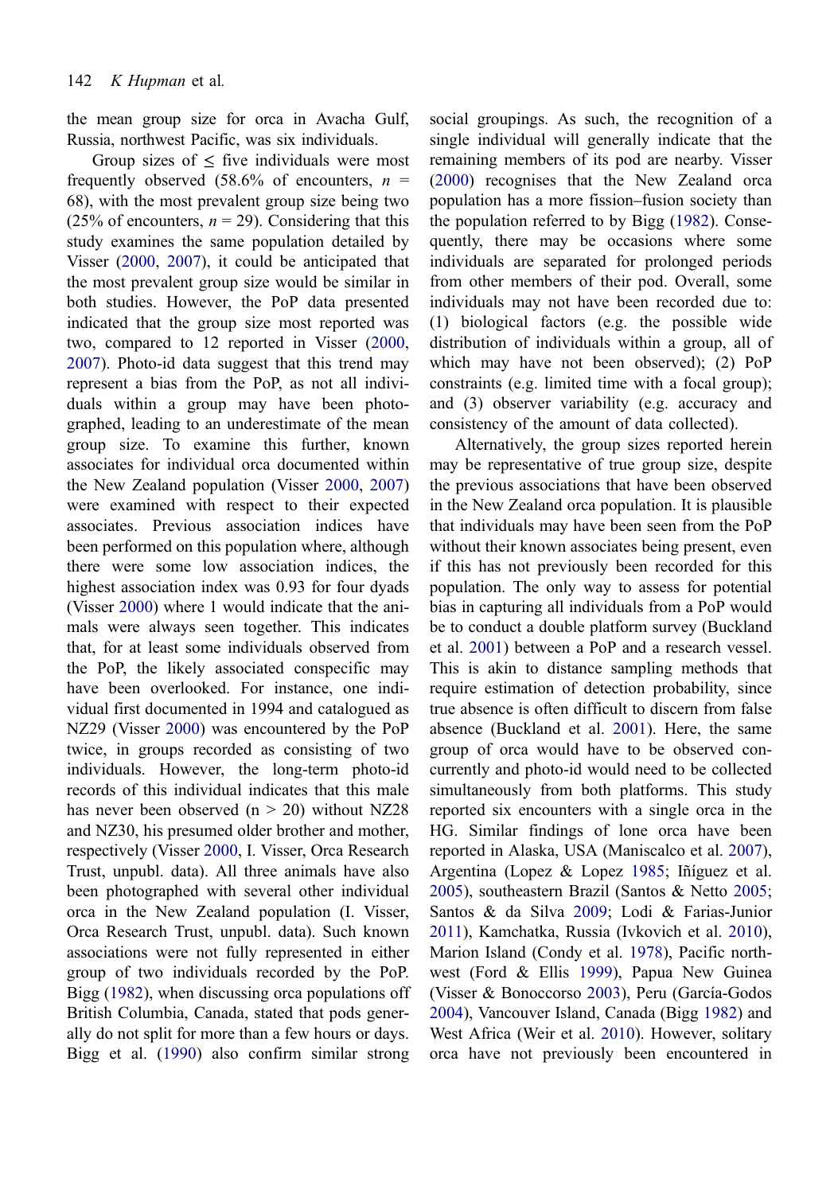the mean group size for orca in Avacha Gulf, Russia, northwest Pacific, was six individuals.

Group sizes of ≤ five individuals were most frequently observed (58.6% of encounters, $n$ = 68), with the most prevalent group size being two (25% of encounters, $n$ = 29). Considering that this study examines the same population detailed by Visser (2000, 2007), it could be anticipated that the most prevalent group size would be similar in both studies. However, the PoP data presented indicated that the group size most reported was two, compared to 12 reported in Visser (2000, 2007). Photo-id data suggest that this trend may represent a bias from the PoP, as not all individuals within a group may have been photographed, leading to an underestimate of the mean group size. To examine this further, known associates for individual orca documented within the New Zealand population (Visser 2000, 2007) were examined with respect to their expected associates. Previous association indices have been performed on this population where, although there were some low association indices, the highest association index was 0.93 for four dyads (Visser 2000) where 1 would indicate that the animals were always seen together. This indicates that, for at least some individuals observed from the PoP, the likely associated conspecific may have been overlooked. For instance, one individual first documented in 1994 and catalogued as NZ29 (Visser 2000) was encountered by the PoP twice, in groups recorded as consisting of two individuals. However, the long-term photo-id records of this individual indicates that this male has never been observed (n > 20) without NZ28 and NZ30, his presumed older brother and mother, respectively (Visser 2000, I. Visser, Orca Research Trust, unpubl. data). All three animals have also been photographed with several other individual orca in the New Zealand population (I. Visser, Orca Research Trust, unpubl. data). Such known associations were not fully represented in either group of two individuals recorded by the PoP. Bigg (1982), when discussing orca populations off British Columbia, Canada, stated that pods generally do not split for more than a few hours or days. Bigg et al. (1990) also confirm similar strong social groupings. As such, the recognition of a single individual will generally indicate that the remaining members of its pod are nearby. Visser (2000) recognises that the New Zealand orca population has a more fission–fusion society than the population referred to by Bigg (1982). Consequently, there may be occasions where some individuals are separated for prolonged periods from other members of their pod. Overall, some individuals may not have been recorded due to: (1) biological factors (e.g. the possible wide distribution of individuals within a group, all of which may have not been observed); (2) PoP constraints (e.g. limited time with a focal group); and (3) observer variability (e.g. accuracy and consistency of the amount of data collected).

Alternatively, the group sizes reported herein may be representative of true group size, despite the previous associations that have been observed in the New Zealand orca population. It is plausible that individuals may have been seen from the PoP without their known associates being present, even if this has not previously been recorded for this population. The only way to assess for potential bias in capturing all individuals from a PoP would be to conduct a double platform survey (Buckland et al. 2001) between a PoP and a research vessel. This is akin to distance sampling methods that require estimation of detection probability, since true absence is often difficult to discern from false absence (Buckland et al. 2001). Here, the same group of orca would have to be observed concurrently and photo-id would need to be collected simultaneously from both platforms. This study reported six encounters with a single orca in the HG. Similar findings of lone orca have been reported in Alaska, USA (Maniscalco et al. 2007), Argentina (Lopez & Lopez 1985; Iñíguez et al. 2005), southeastern Brazil (Santos & Netto 2005; Santos & da Silva 2009; Lodi & Farias-Junior 2011), Kamchatka, Russia (Ivkovich et al. 2010), Marion Island (Condy et al. 1978), Pacific northwest (Ford & Ellis 1999), Papua New Guinea (Visser & Bonoccorso 2003), Peru (García-Godos 2004), Vancouver Island, Canada (Bigg 1982) and West Africa (Weir et al. 2010). However, solitary orca have not previously been encountered in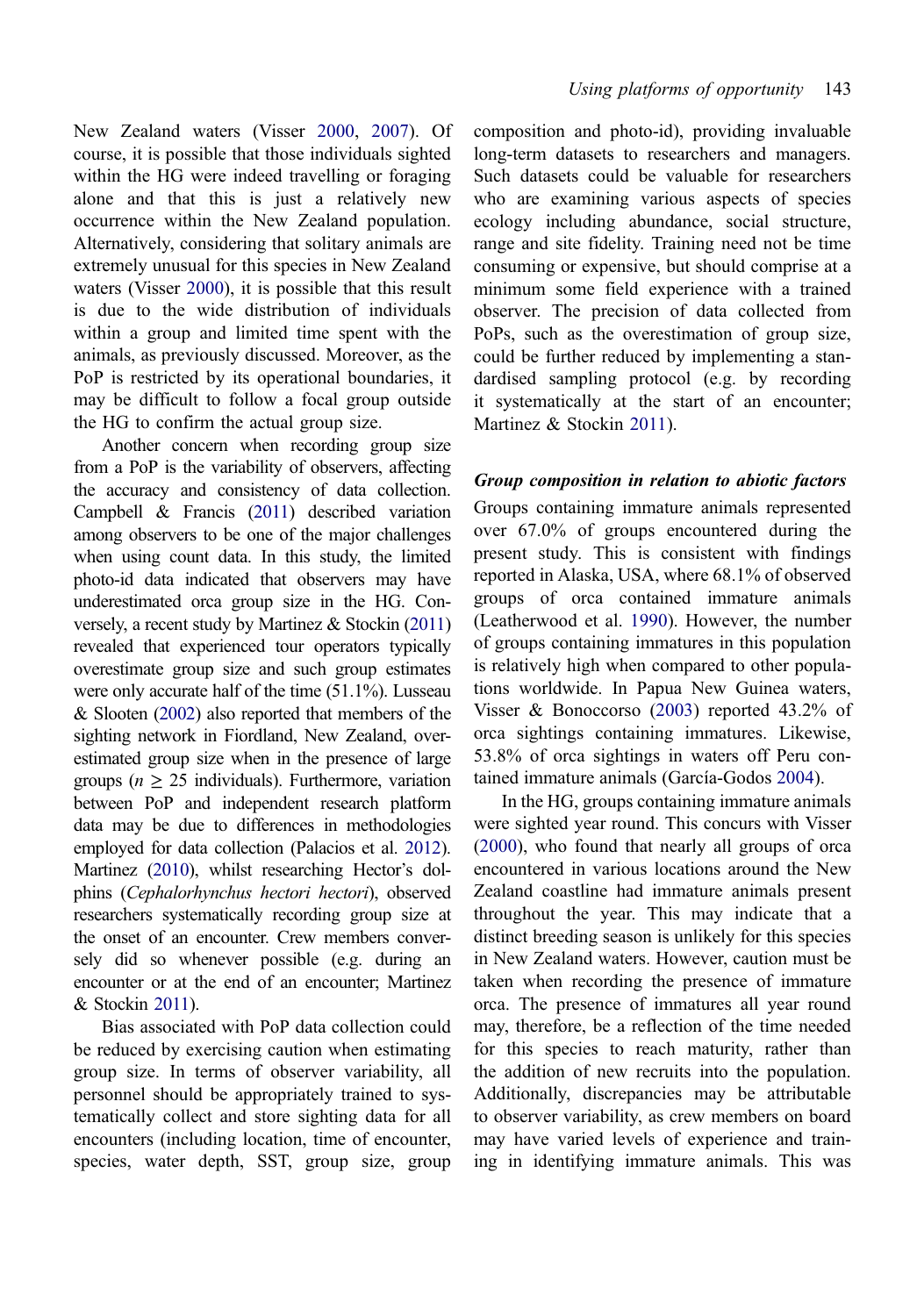New Zealand waters (Visser 2000, 2007). Of course, it is possible that those individuals sighted within the HG were indeed travelling or foraging alone and that this is just a relatively new occurrence within the New Zealand population. Alternatively, considering that solitary animals are extremely unusual for this species in New Zealand waters (Visser 2000), it is possible that this result is due to the wide distribution of individuals within a group and limited time spent with the animals, as previously discussed. Moreover, as the PoP is restricted by its operational boundaries, it may be difficult to follow a focal group outside the HG to confirm the actual group size.

Another concern when recording group size from a PoP is the variability of observers, affecting the accuracy and consistency of data collection. Campbell & Francis (2011) described variation among observers to be one of the major challenges when using count data. In this study, the limited photo-id data indicated that observers may have underestimated orca group size in the HG. Conversely, a recent study by Martinez & Stockin (2011) revealed that experienced tour operators typically overestimate group size and such group estimates were only accurate half of the time (51.1%). Lusseau & Slooten (2002) also reported that members of the sighting network in Fiordland, New Zealand, overestimated group size when in the presence of large groups ($n \geq 25$ individuals). Furthermore, variation between PoP and independent research platform data may be due to differences in methodologies employed for data collection (Palacios et al. 2012). Martinez (2010), whilst researching Hector's dolphins (*Cephalorhynchus hectori hectori*), observed researchers systematically recording group size at the onset of an encounter. Crew members conversely did so whenever possible (e.g. during an encounter or at the end of an encounter; Martinez & Stockin 2011).

Bias associated with PoP data collection could be reduced by exercising caution when estimating group size. In terms of observer variability, all personnel should be appropriately trained to systematically collect and store sighting data for all encounters (including location, time of encounter, species, water depth, SST, group size, group composition and photo-id), providing invaluable long-term datasets to researchers and managers. Such datasets could be valuable for researchers who are examining various aspects of species ecology including abundance, social structure, range and site fidelity. Training need not be time consuming or expensive, but should comprise at a minimum some field experience with a trained observer. The precision of data collected from PoPs, such as the overestimation of group size, could be further reduced by implementing a standardised sampling protocol (e.g. by recording it systematically at the start of an encounter; Martinez & Stockin 2011).

### *Group composition in relation to abiotic factors*

Groups containing immature animals represented over 67.0% of groups encountered during the present study. This is consistent with findings reported in Alaska, USA, where 68.1% of observed groups of orca contained immature animals (Leatherwood et al. 1990). However, the number of groups containing immatures in this population is relatively high when compared to other populations worldwide. In Papua New Guinea waters, Visser & Bonoccorso (2003) reported 43.2% of orca sightings containing immatures. Likewise, 53.8% of orca sightings in waters off Peru contained immature animals (García-Godos 2004).

In the HG, groups containing immature animals were sighted year round. This concurs with Visser (2000), who found that nearly all groups of orca encountered in various locations around the New Zealand coastline had immature animals present throughout the year. This may indicate that a distinct breeding season is unlikely for this species in New Zealand waters. However, caution must be taken when recording the presence of immature orca. The presence of immatures all year round may, therefore, be a reflection of the time needed for this species to reach maturity, rather than the addition of new recruits into the population. Additionally, discrepancies may be attributable to observer variability, as crew members on board may have varied levels of experience and training in identifying immature animals. This was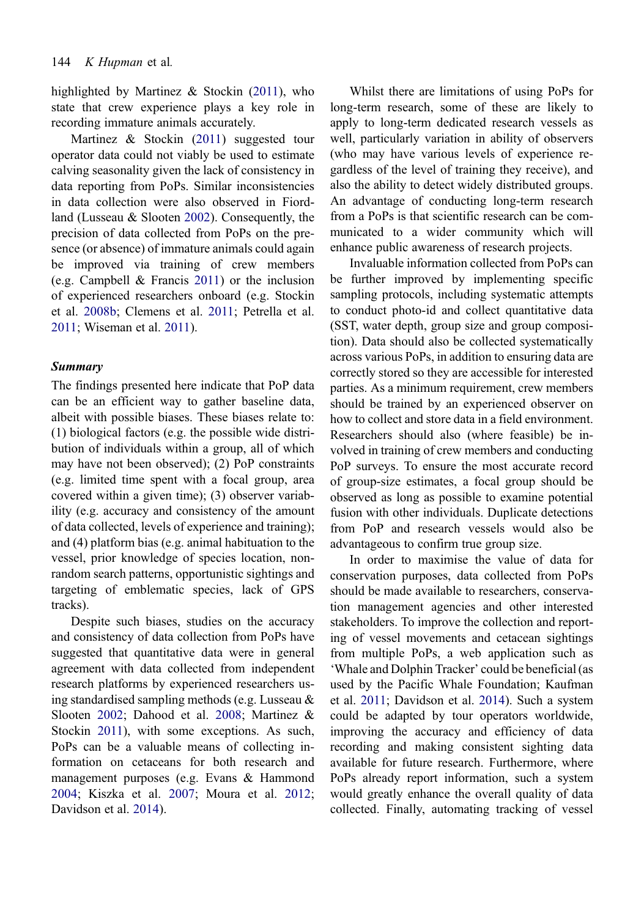highlighted by Martinez & Stockin (2011), who state that crew experience plays a key role in recording immature animals accurately.

Martinez & Stockin (2011) suggested tour operator data could not viably be used to estimate calving seasonality given the lack of consistency in data reporting from PoPs. Similar inconsistencies in data collection were also observed in Fiordland (Lusseau & Slooten 2002). Consequently, the precision of data collected from PoPs on the presence (or absence) of immature animals could again be improved via training of crew members (e.g. Campbell & Francis 2011) or the inclusion of experienced researchers onboard (e.g. Stockin et al. 2008b; Clemens et al. 2011; Petrella et al. 2011; Wiseman et al. 2011).

### Summary

The findings presented here indicate that PoP data can be an efficient way to gather baseline data, albeit with possible biases. These biases relate to: (1) biological factors (e.g. the possible wide distribution of individuals within a group, all of which may have not been observed); (2) PoP constraints (e.g. limited time spent with a focal group, area covered within a given time); (3) observer variability (e.g. accuracy and consistency of the amount of data collected, levels of experience and training); and (4) platform bias (e.g. animal habituation to the vessel, prior knowledge of species location, non-random search patterns, opportunistic sightings and targeting of emblematic species, lack of GPS tracks).

Despite such biases, studies on the accuracy and consistency of data collection from PoPs have suggested that quantitative data were in general agreement with data collected from independent research platforms by experienced researchers using standardised sampling methods (e.g. Lusseau & Slooten 2002; Dahood et al. 2008; Martinez & Stockin 2011), with some exceptions. As such, PoPs can be a valuable means of collecting information on cetaceans for both research and management purposes (e.g. Evans & Hammond 2004; Kiszka et al. 2007; Moura et al. 2012; Davidson et al. 2014).

Whilst there are limitations of using PoPs for long-term research, some of these are likely to apply to long-term dedicated research vessels as well, particularly variation in ability of observers (who may have various levels of experience regardless of the level of training they receive), and also the ability to detect widely distributed groups. An advantage of conducting long-term research from a PoPs is that scientific research can be communicated to a wider community which will enhance public awareness of research projects.

Invaluable information collected from PoPs can be further improved by implementing specific sampling protocols, including systematic attempts to conduct photo-id and collect quantitative data (SST, water depth, group size and group composition). Data should also be collected systematically across various PoPs, in addition to ensuring data are correctly stored so they are accessible for interested parties. As a minimum requirement, crew members should be trained by an experienced observer on how to collect and store data in a field environment. Researchers should also (where feasible) be involved in training of crew members and conducting PoP surveys. To ensure the most accurate record of group-size estimates, a focal group should be observed as long as possible to examine potential fusion with other individuals. Duplicate detections from PoP and research vessels would also be advantageous to confirm true group size.

In order to maximise the value of data for conservation purposes, data collected from PoPs should be made available to researchers, conservation management agencies and other interested stakeholders. To improve the collection and reporting of vessel movements and cetacean sightings from multiple PoPs, a web application such as 'Whale and Dolphin Tracker' could be beneficial (as used by the Pacific Whale Foundation; Kaufman et al. 2011; Davidson et al. 2014). Such a system could be adapted by tour operators worldwide, improving the accuracy and efficiency of data recording and making consistent sighting data available for future research. Furthermore, where PoPs already report information, such a system would greatly enhance the overall quality of data collected. Finally, automating tracking of vessel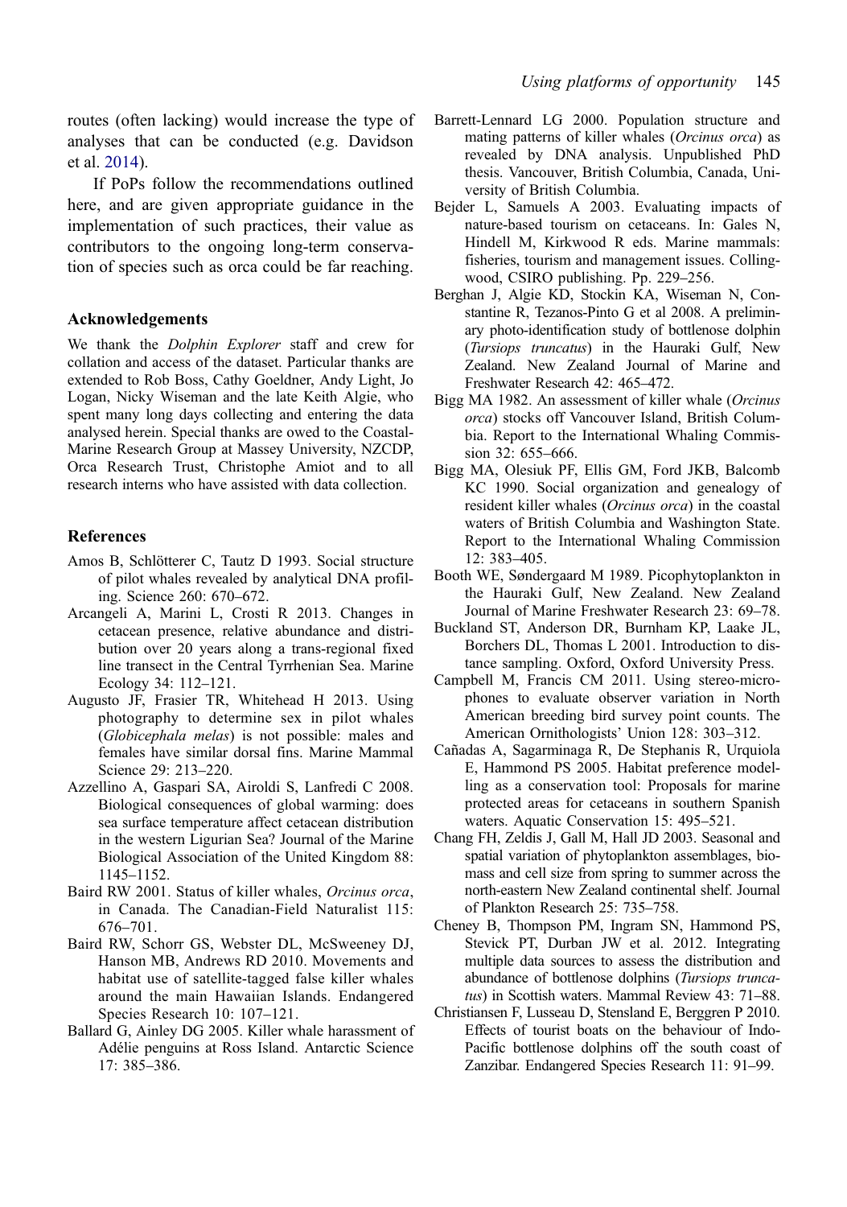routes (often lacking) would increase the type of analyses that can be conducted (e.g. Davidson et al. 2014).

If PoPs follow the recommendations outlined here, and are given appropriate guidance in the implementation of such practices, their value as contributors to the ongoing long-term conservation of species such as orca could be far reaching.

### Acknowledgements

We thank the *Dolphin Explorer* staff and crew for collation and access of the dataset. Particular thanks are extended to Rob Boss, Cathy Goeldner, Andy Light, Jo Logan, Nicky Wiseman and the late Keith Algie, who spent many long days collecting and entering the data analysed herein. Special thanks are owed to the Coastal-Marine Research Group at Massey University, NZCDP, Orca Research Trust, Christophe Amiot and to all research interns who have assisted with data collection.

### References

Amos B, Schlötterer C, Tautz D 1993. Social structure of pilot whales revealed by analytical DNA profiling. Science 260: 670–672.

Arcangeli A, Marini L, Crosti R 2013. Changes in cetacean presence, relative abundance and distribution over 20 years along a trans-regional fixed line transect in the Central Tyrrhenian Sea. Marine Ecology 34: 112–121.

Augusto JF, Frasier TR, Whitehead H 2013. Using photography to determine sex in pilot whales (*Globicephala melas*) is not possible: males and females have similar dorsal fins. Marine Mammal Science 29: 213–220.

Azzellino A, Gaspari SA, Airoldi S, Lanfredi C 2008. Biological consequences of global warming: does sea surface temperature affect cetacean distribution in the western Ligurian Sea? Journal of the Marine Biological Association of the United Kingdom 88: 1145–1152.

Baird RW 2001. Status of killer whales, *Orcinus orca*, in Canada. The Canadian-Field Naturalist 115: 676–701.

Baird RW, Schorr GS, Webster DL, McSweeney DJ, Hanson MB, Andrews RD 2010. Movements and habitat use of satellite-tagged false killer whales around the main Hawaiian Islands. Endangered Species Research 10: 107–121.

Ballard G, Ainley DG 2005. Killer whale harassment of Adélie penguins at Ross Island. Antarctic Science 17: 385–386.

Barrett-Lennard LG 2000. Population structure and mating patterns of killer whales (*Orcinus orca*) as revealed by DNA analysis. Unpublished PhD thesis. Vancouver, British Columbia, Canada, University of British Columbia.

Bejder L, Samuels A 2003. Evaluating impacts of nature-based tourism on cetaceans. In: Gales N, Hindell M, Kirkwood R eds. Marine mammals: fisheries, tourism and management issues. Collingwood, CSIRO publishing. Pp. 229–256.

Berghan J, Algie KD, Stockin KA, Wiseman N, Constantine R, Tezanos-Pinto G et al 2008. A preliminary photo-identification study of bottlenose dolphin (*Tursiops truncatus*) in the Hauraki Gulf, New Zealand. New Zealand Journal of Marine and Freshwater Research 42: 465–472.

Bigg MA 1982. An assessment of killer whale (*Orcinus orca*) stocks off Vancouver Island, British Columbia. Report to the International Whaling Commission 32: 655–666.

Bigg MA, Olesiuk PF, Ellis GM, Ford JKB, Balcomb KC 1990. Social organization and genealogy of resident killer whales (*Orcinus orca*) in the coastal waters of British Columbia and Washington State. Report to the International Whaling Commission 12: 383–405.

Booth WE, Søndergaard M 1989. Picophytoplankton in the Hauraki Gulf, New Zealand. New Zealand Journal of Marine Freshwater Research 23: 69–78.

Buckland ST, Anderson DR, Burnham KP, Laake JL, Borchers DL, Thomas L 2001. Introduction to distance sampling. Oxford, Oxford University Press.

Campbell M, Francis CM 2011. Using stereo-microphones to evaluate observer variation in North American breeding bird survey point counts. The American Ornithologists' Union 128: 303–312.

Cañadas A, Sagarminaga R, De Stephanis R, Urquiola E, Hammond PS 2005. Habitat preference modelling as a conservation tool: Proposals for marine protected areas for cetaceans in southern Spanish waters. Aquatic Conservation 15: 495–521.

Chang FH, Zeldis J, Gall M, Hall JD 2003. Seasonal and spatial variation of phytoplankton assemblages, biomass and cell size from spring to summer across the north-eastern New Zealand continental shelf. Journal of Plankton Research 25: 735–758.

Cheney B, Thompson PM, Ingram SN, Hammond PS, Stevick PT, Durban JW et al. 2012. Integrating multiple data sources to assess the distribution and abundance of bottlenose dolphins (*Tursiops truncatus*) in Scottish waters. Mammal Review 43: 71–88.

Christiansen F, Lusseau D, Stensland E, Berggren P 2010. Effects of tourist boats on the behaviour of Indo-Pacific bottlenose dolphins off the south coast of Zanzibar. Endangered Species Research 11: 91–99.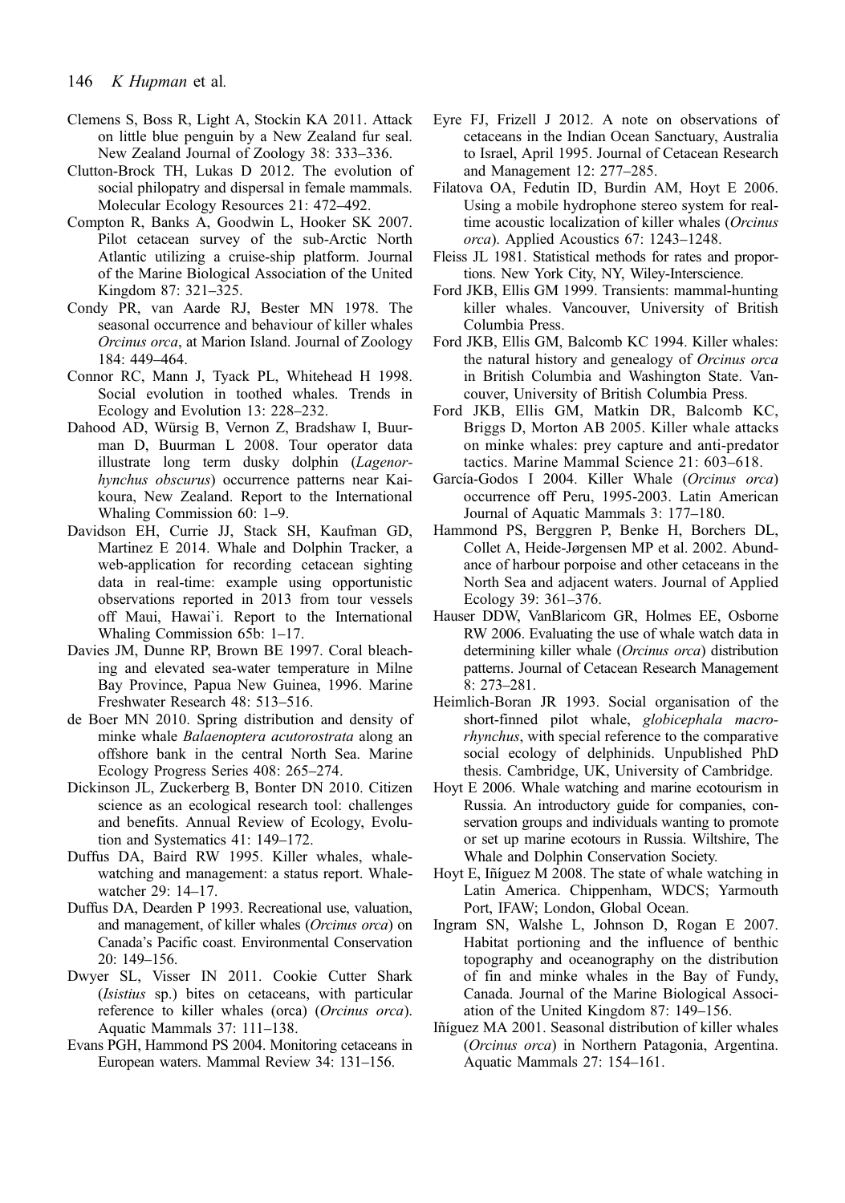Clemens S, Boss R, Light A, Stockin KA 2011. Attack on little blue penguin by a New Zealand fur seal. New Zealand Journal of Zoology 38: 333–336.

Clutton-Brock TH, Lukas D 2012. The evolution of social philopatry and dispersal in female mammals. Molecular Ecology Resources 21: 472–492.

Compton R, Banks A, Goodwin L, Hooker SK 2007. Pilot cetacean survey of the sub-Arctic North Atlantic utilizing a cruise-ship platform. Journal of the Marine Biological Association of the United Kingdom 87: 321–325.

Condy PR, van Aarde RJ, Bester MN 1978. The seasonal occurrence and behaviour of killer whales *Orcinus orca*, at Marion Island. Journal of Zoology 184: 449–464.

Connor RC, Mann J, Tyack PL, Whitehead H 1998. Social evolution in toothed whales. Trends in Ecology and Evolution 13: 228–232.

Dahood AD, Würsig B, Vernon Z, Bradshaw I, Buurman D, Buurman L 2008. Tour operator data illustrate long term dusky dolphin (*Lagenorhynchus obscurus*) occurrence patterns near Kaikoura, New Zealand. Report to the International Whaling Commission 60: 1–9.

Davidson EH, Currie JJ, Stack SH, Kaufman GD, Martinez E 2014. Whale and Dolphin Tracker, a web-application for recording cetacean sighting data in real-time: example using opportunistic observations reported in 2013 from tour vessels off Maui, Hawai`i. Report to the International Whaling Commission 65b: 1–17.

Davies JM, Dunne RP, Brown BE 1997. Coral bleaching and elevated sea-water temperature in Milne Bay Province, Papua New Guinea, 1996. Marine Freshwater Research 48: 513–516.

de Boer MN 2010. Spring distribution and density of minke whale *Balaenoptera acutorostrata* along an offshore bank in the central North Sea. Marine Ecology Progress Series 408: 265–274.

Dickinson JL, Zuckerberg B, Bonter DN 2010. Citizen science as an ecological research tool: challenges and benefits. Annual Review of Ecology, Evolution and Systematics 41: 149–172.

Duffus DA, Baird RW 1995. Killer whales, whale-watching and management: a status report. Whale-watcher 29: 14–17.

Duffus DA, Dearden P 1993. Recreational use, valuation, and management, of killer whales (*Orcinus orca*) on Canada's Pacific coast. Environmental Conservation 20: 149–156.

Dwyer SL, Visser IN 2011. Cookie Cutter Shark (*Isistius* sp.) bites on cetaceans, with particular reference to killer whales (orca) (*Orcinus orca*). Aquatic Mammals 37: 111–138.

Evans PGH, Hammond PS 2004. Monitoring cetaceans in European waters. Mammal Review 34: 131–156.

Eyre FJ, Frizell J 2012. A note on observations of cetaceans in the Indian Ocean Sanctuary, Australia to Israel, April 1995. Journal of Cetacean Research and Management 12: 277–285.

Filatova OA, Fedutin ID, Burdin AM, Hoyt E 2006. Using a mobile hydrophone stereo system for real-time acoustic localization of killer whales (*Orcinus orca*). Applied Acoustics 67: 1243–1248.

Fleiss JL 1981. Statistical methods for rates and proportions. New York City, NY, Wiley-Interscience.

Ford JKB, Ellis GM 1999. Transients: mammal-hunting killer whales. Vancouver, University of British Columbia Press.

Ford JKB, Ellis GM, Balcomb KC 1994. Killer whales: the natural history and genealogy of *Orcinus orca* in British Columbia and Washington State. Vancouver, University of British Columbia Press.

Ford JKB, Ellis GM, Matkin DR, Balcomb KC, Briggs D, Morton AB 2005. Killer whale attacks on minke whales: prey capture and anti-predator tactics. Marine Mammal Science 21: 603–618.

García-Godos I 2004. Killer Whale (*Orcinus orca*) occurrence off Peru, 1995-2003. Latin American Journal of Aquatic Mammals 3: 177–180.

Hammond PS, Berggren P, Benke H, Borchers DL, Collet A, Heide-Jørgensen MP et al. 2002. Abundance of harbour porpoise and other cetaceans in the North Sea and adjacent waters. Journal of Applied Ecology 39: 361–376.

Hauser DDW, VanBlaricom GR, Holmes EE, Osborne RW 2006. Evaluating the use of whale watch data in determining killer whale (*Orcinus orca*) distribution patterns. Journal of Cetacean Research Management 8: 273–281.

Heimlich-Boran JR 1993. Social organisation of the short-finned pilot whale, *globicephala macrorhynchus*, with special reference to the comparative social ecology of delphinids. Unpublished PhD thesis. Cambridge, UK, University of Cambridge.

Hoyt E 2006. Whale watching and marine ecotourism in Russia. An introductory guide for companies, conservation groups and individuals wanting to promote or set up marine ecotours in Russia. Wiltshire, The Whale and Dolphin Conservation Society.

Hoyt E, Iñíguez M 2008. The state of whale watching in Latin America. Chippenham, WDCS; Yarmouth Port, IFAW; London, Global Ocean.

Ingram SN, Walshe L, Johnson D, Rogan E 2007. Habitat portioning and the influence of benthic topography and oceanography on the distribution of fin and minke whales in the Bay of Fundy, Canada. Journal of the Marine Biological Association of the United Kingdom 87: 149–156.

Iñíguez MA 2001. Seasonal distribution of killer whales (*Orcinus orca*) in Northern Patagonia, Argentina. Aquatic Mammals 27: 154–161.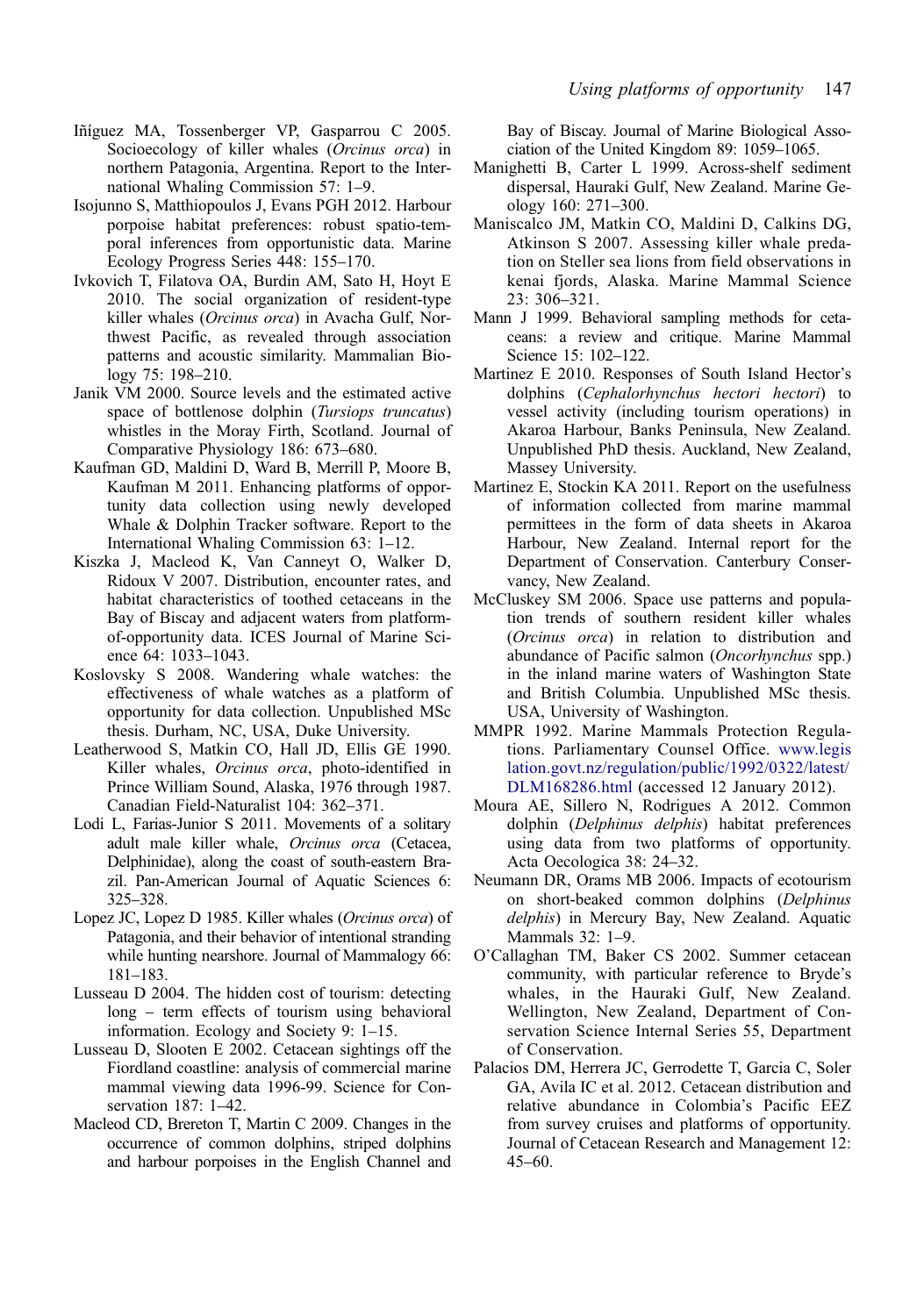Iñíguez MA, Tossenberger VP, Gasparrou C 2005. Socioecology of killer whales (*Orcinus orca*) in northern Patagonia, Argentina. Report to the International Whaling Commission 57: 1–9.

Isojunno S, Matthiopoulos J, Evans PGH 2012. Harbour porpoise habitat preferences: robust spatio-temporal inferences from opportunistic data. Marine Ecology Progress Series 448: 155–170.

Ivkovich T, Filatova OA, Burdin AM, Sato H, Hoyt E 2010. The social organization of resident-type killer whales (*Orcinus orca*) in Avacha Gulf, Northwest Pacific, as revealed through association patterns and acoustic similarity. Mammalian Biology 75: 198–210.

Janik VM 2000. Source levels and the estimated active space of bottlenose dolphin (*Tursiops truncatus*) whistles in the Moray Firth, Scotland. Journal of Comparative Physiology 186: 673–680.

Kaufman GD, Maldini D, Ward B, Merrill P, Moore B, Kaufman M 2011. Enhancing platforms of opportunity data collection using newly developed Whale & Dolphin Tracker software. Report to the International Whaling Commission 63: 1–12.

Kiszka J, Macleod K, Van Canneyt O, Walker D, Ridoux V 2007. Distribution, encounter rates, and habitat characteristics of toothed cetaceans in the Bay of Biscay and adjacent waters from platform-of-opportunity data. ICES Journal of Marine Science 64: 1033–1043.

Koslovsky S 2008. Wandering whale watches: the effectiveness of whale watches as a platform of opportunity for data collection. Unpublished MSc thesis. Durham, NC, USA, Duke University.

Leatherwood S, Matkin CO, Hall JD, Ellis GE 1990. Killer whales, *Orcinus orca*, photo-identified in Prince William Sound, Alaska, 1976 through 1987. Canadian Field-Naturalist 104: 362–371.

Lodi L, Farias-Junior S 2011. Movements of a solitary adult male killer whale, *Orcinus orca* (Cetacea, Delphinidae), along the coast of south-eastern Brazil. Pan-American Journal of Aquatic Sciences 6: 325–328.

Lopez JC, Lopez D 1985. Killer whales (*Orcinus orca*) of Patagonia, and their behavior of intentional stranding while hunting nearshore. Journal of Mammalogy 66: 181–183.

Lusseau D 2004. The hidden cost of tourism: detecting long – term effects of tourism using behavioral information. Ecology and Society 9: 1–15.

Lusseau D, Slooten E 2002. Cetacean sightings off the Fiordland coastline: analysis of commercial marine mammal viewing data 1996-99. Science for Conservation 187: 1–42.

Macleod CD, Brereton T, Martin C 2009. Changes in the occurrence of common dolphins, striped dolphins and harbour porpoises in the English Channel and Bay of Biscay. Journal of Marine Biological Association of the United Kingdom 89: 1059–1065.

Manighetti B, Carter L 1999. Across-shelf sediment dispersal, Hauraki Gulf, New Zealand. Marine Geology 160: 271–300.

Maniscalco JM, Matkin CO, Maldini D, Calkins DG, Atkinson S 2007. Assessing killer whale predation on Steller sea lions from field observations in kenai fjords, Alaska. Marine Mammal Science 23: 306–321.

Mann J 1999. Behavioral sampling methods for cetaceans: a review and critique. Marine Mammal Science 15: 102–122.

Martinez E 2010. Responses of South Island Hector's dolphins (*Cephalorhynchus hectori hectori*) to vessel activity (including tourism operations) in Akaroa Harbour, Banks Peninsula, New Zealand. Unpublished PhD thesis. Auckland, New Zealand, Massey University.

Martinez E, Stockin KA 2011. Report on the usefulness of information collected from marine mammal permittees in the form of data sheets in Akaroa Harbour, New Zealand. Internal report for the Department of Conservation. Canterbury Conservancy, New Zealand.

McCluskey SM 2006. Space use patterns and population trends of southern resident killer whales (*Orcinus orca*) in relation to distribution and abundance of Pacific salmon (*Oncorhynchus* spp.) in the inland marine waters of Washington State and British Columbia. Unpublished MSc thesis. USA, University of Washington.

MMPR 1992. Marine Mammals Protection Regulations. Parliamentary Counsel Office. www.legislation.govt.nz/regulation/public/1992/0322/latest/DLM168286.html (accessed 12 January 2012).

Moura AE, Sillero N, Rodrigues A 2012. Common dolphin (*Delphinus delphis*) habitat preferences using data from two platforms of opportunity. Acta Oecologica 38: 24–32.

Neumann DR, Orams MB 2006. Impacts of ecotourism on short-beaked common dolphins (*Delphinus delphis*) in Mercury Bay, New Zealand. Aquatic Mammals 32: 1–9.

O'Callaghan TM, Baker CS 2002. Summer cetacean community, with particular reference to Bryde's whales, in the Hauraki Gulf, New Zealand. Wellington, New Zealand, Department of Conservation Science Internal Series 55, Department of Conservation.

Palacios DM, Herrera JC, Gerrodette T, Garcia C, Soler GA, Avila IC et al. 2012. Cetacean distribution and relative abundance in Colombia's Pacific EEZ from survey cruises and platforms of opportunity. Journal of Cetacean Research and Management 12: 45–60.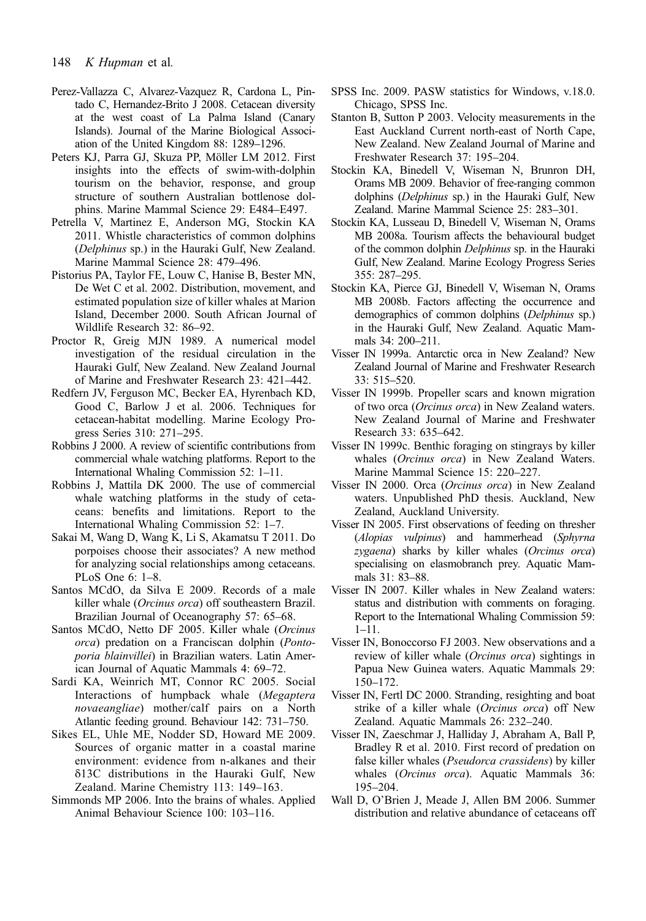Perez-Vallazza C, Alvarez-Vazquez R, Cardona L, Pintado C, Hernandez-Brito J 2008. Cetacean diversity at the west coast of La Palma Island (Canary Islands). Journal of the Marine Biological Association of the United Kingdom 88: 1289–1296.

Peters KJ, Parra GJ, Skuza PP, Möller LM 2012. First insights into the effects of swim-with-dolphin tourism on the behavior, response, and group structure of southern Australian bottlenose dolphins. Marine Mammal Science 29: E484–E497.

Petrella V, Martinez E, Anderson MG, Stockin KA 2011. Whistle characteristics of common dolphins (*Delphinus* sp.) in the Hauraki Gulf, New Zealand. Marine Mammal Science 28: 479–496.

Pistorius PA, Taylor FE, Louw C, Hanise B, Bester MN, De Wet C et al. 2002. Distribution, movement, and estimated population size of killer whales at Marion Island, December 2000. South African Journal of Wildlife Research 32: 86–92.

Proctor R, Greig MJN 1989. A numerical model investigation of the residual circulation in the Hauraki Gulf, New Zealand. New Zealand Journal of Marine and Freshwater Research 23: 421–442.

Redfern JV, Ferguson MC, Becker EA, Hyrenbach KD, Good C, Barlow J et al. 2006. Techniques for cetacean-habitat modelling. Marine Ecology Progress Series 310: 271–295.

Robbins J 2000. A review of scientific contributions from commercial whale watching platforms. Report to the International Whaling Commission 52: 1–11.

Robbins J, Mattila DK 2000. The use of commercial whale watching platforms in the study of cetaceans: benefits and limitations. Report to the International Whaling Commission 52: 1–7.

Sakai M, Wang D, Wang K, Li S, Akamatsu T 2011. Do porpoises choose their associates? A new method for analyzing social relationships among cetaceans. PLoS One 6: 1–8.

Santos MCdO, da Silva E 2009. Records of a male killer whale (*Orcinus orca*) off southeastern Brazil. Brazilian Journal of Oceanography 57: 65–68.

Santos MCdO, Netto DF 2005. Killer whale (*Orcinus orca*) predation on a Franciscan dolphin (*Pontoporia blainvillei*) in Brazilian waters. Latin American Journal of Aquatic Mammals 4: 69–72.

Sardi KA, Weinrich MT, Connor RC 2005. Social Interactions of humpback whale (*Megaptera novaeangliae*) mother/calf pairs on a North Atlantic feeding ground. Behaviour 142: 731–750.

Sikes EL, Uhle ME, Nodder SD, Howard ME 2009. Sources of organic matter in a coastal marine environment: evidence from n-alkanes and their δ13C distributions in the Hauraki Gulf, New Zealand. Marine Chemistry 113: 149–163.

Simmonds MP 2006. Into the brains of whales. Applied Animal Behaviour Science 100: 103–116.

SPSS Inc. 2009. PASW statistics for Windows, v.18.0. Chicago, SPSS Inc.

Stanton B, Sutton P 2003. Velocity measurements in the East Auckland Current north-east of North Cape, New Zealand. New Zealand Journal of Marine and Freshwater Research 37: 195–204.

Stockin KA, Binedell V, Wiseman N, Brunron DH, Orams MB 2009. Behavior of free-ranging common dolphins (*Delphinus* sp.) in the Hauraki Gulf, New Zealand. Marine Mammal Science 25: 283–301.

Stockin KA, Lusseau D, Binedell V, Wiseman N, Orams MB 2008a. Tourism affects the behavioural budget of the common dolphin *Delphinus* sp. in the Hauraki Gulf, New Zealand. Marine Ecology Progress Series 355: 287–295.

Stockin KA, Pierce GJ, Binedell V, Wiseman N, Orams MB 2008b. Factors affecting the occurrence and demographics of common dolphins (*Delphinus* sp.) in the Hauraki Gulf, New Zealand. Aquatic Mammals 34: 200–211.

Visser IN 1999a. Antarctic orca in New Zealand? New Zealand Journal of Marine and Freshwater Research 33: 515–520.

Visser IN 1999b. Propeller scars and known migration of two orca (*Orcinus orca*) in New Zealand waters. New Zealand Journal of Marine and Freshwater Research 33: 635–642.

Visser IN 1999c. Benthic foraging on stingrays by killer whales (*Orcinus orca*) in New Zealand Waters. Marine Mammal Science 15: 220–227.

Visser IN 2000. Orca (*Orcinus orca*) in New Zealand waters. Unpublished PhD thesis. Auckland, New Zealand, Auckland University.

Visser IN 2005. First observations of feeding on thresher (*Alopias vulpinus*) and hammerhead (*Sphyrna zygaena*) sharks by killer whales (*Orcinus orca*) specialising on elasmobranch prey. Aquatic Mammals 31: 83–88.

Visser IN 2007. Killer whales in New Zealand waters: status and distribution with comments on foraging. Report to the International Whaling Commission 59: 1–11.

Visser IN, Bonoccorso FJ 2003. New observations and a review of killer whale (*Orcinus orca*) sightings in Papua New Guinea waters. Aquatic Mammals 29: 150–172.

Visser IN, Fertl DC 2000. Stranding, resighting and boat strike of a killer whale (*Orcinus orca*) off New Zealand. Aquatic Mammals 26: 232–240.

Visser IN, Zaeschmar J, Halliday J, Abraham A, Ball P, Bradley R et al. 2010. First record of predation on false killer whales (*Pseudorca crassidens*) by killer whales (*Orcinus orca*). Aquatic Mammals 36: 195–204.

Wall D, O'Brien J, Meade J, Allen BM 2006. Summer distribution and relative abundance of cetaceans off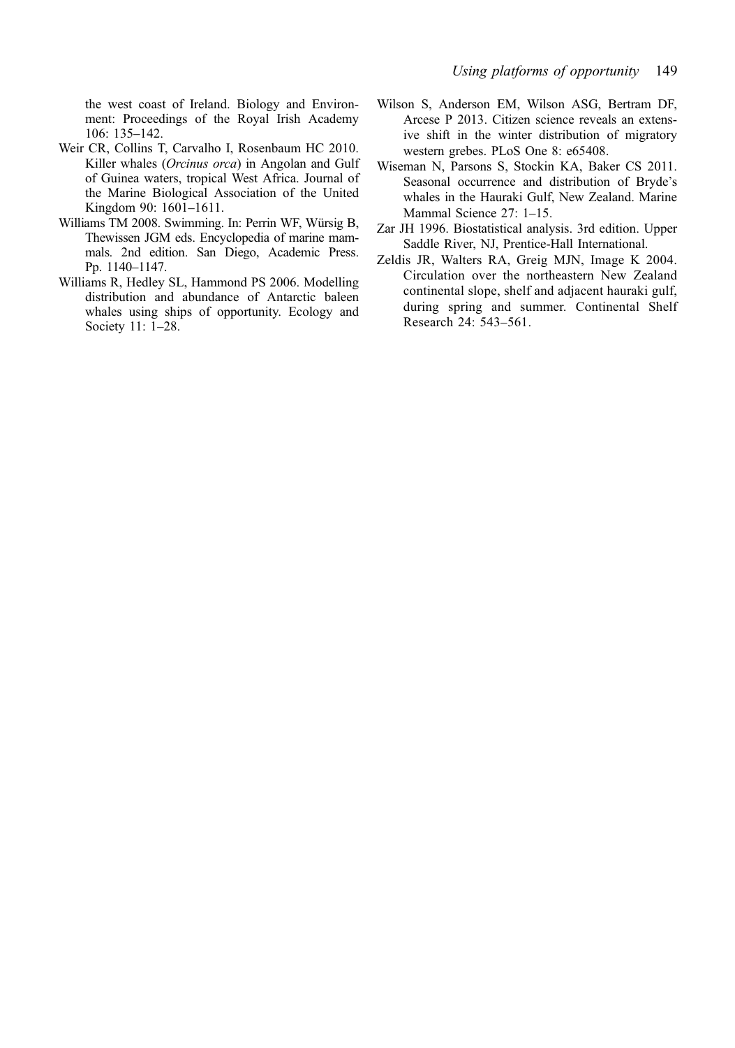the west coast of Ireland. Biology and Environment: Proceedings of the Royal Irish Academy 106: 135–142.

Weir CR, Collins T, Carvalho I, Rosenbaum HC 2010. Killer whales (*Orcinus orca*) in Angolan and Gulf of Guinea waters, tropical West Africa. Journal of the Marine Biological Association of the United Kingdom 90: 1601–1611.

Williams TM 2008. Swimming. In: Perrin WF, Würsig B, Thewissen JGM eds. Encyclopedia of marine mammals. 2nd edition. San Diego, Academic Press. Pp. 1140–1147.

Williams R, Hedley SL, Hammond PS 2006. Modelling distribution and abundance of Antarctic baleen whales using ships of opportunity. Ecology and Society 11: 1–28.

Wilson S, Anderson EM, Wilson ASG, Bertram DF, Arcese P 2013. Citizen science reveals an extensive shift in the winter distribution of migratory western grebes. PLoS One 8: e65408.

Wiseman N, Parsons S, Stockin KA, Baker CS 2011. Seasonal occurrence and distribution of Bryde's whales in the Hauraki Gulf, New Zealand. Marine Mammal Science 27: 1–15.

Zar JH 1996. Biostatistical analysis. 3rd edition. Upper Saddle River, NJ, Prentice-Hall International.

Zeldis JR, Walters RA, Greig MJN, Image K 2004. Circulation over the northeastern New Zealand continental slope, shelf and adjacent hauraki gulf, during spring and summer. Continental Shelf Research 24: 543–561.